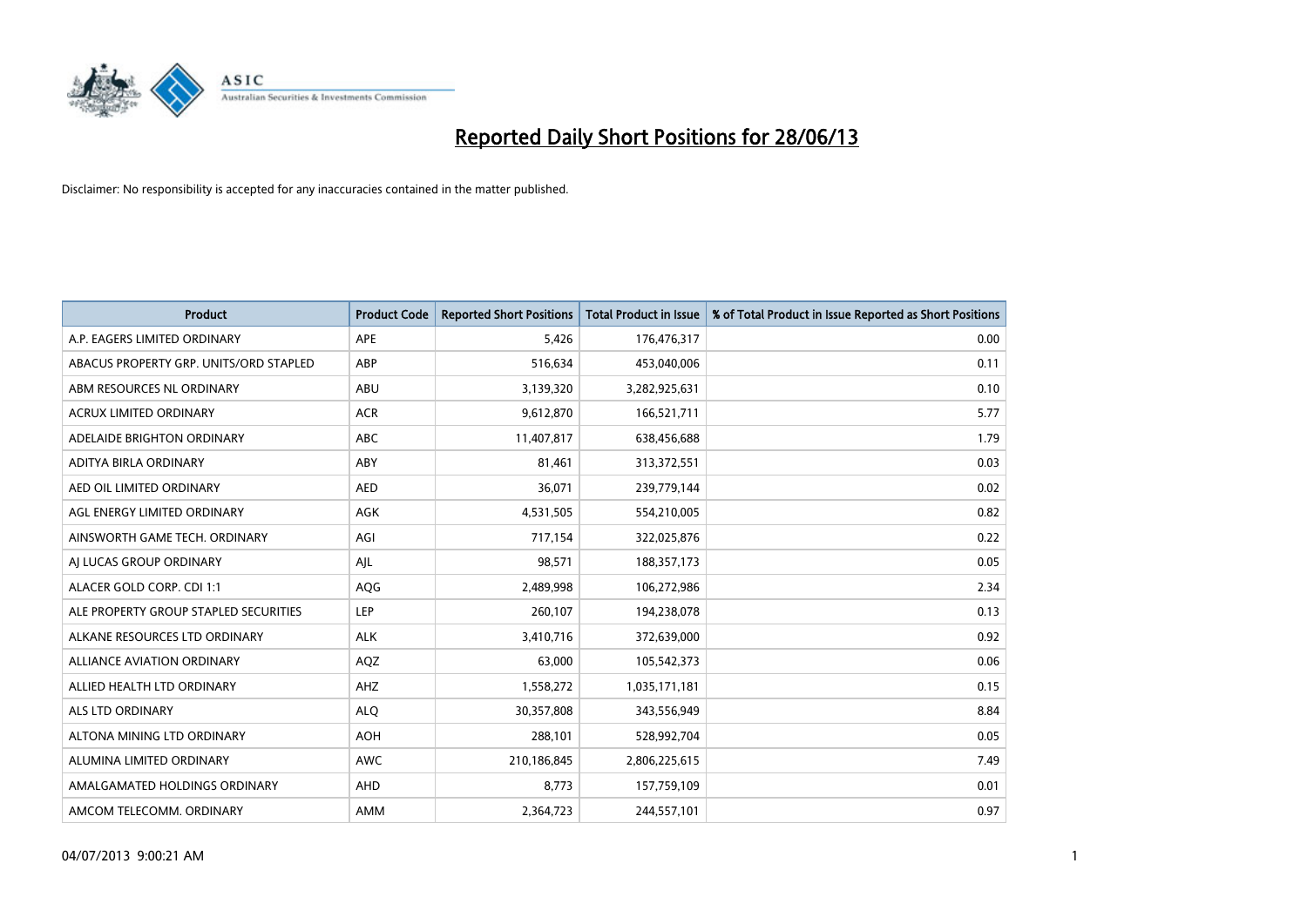# Reported Daily Short Positions for 28/06/13

Disclaimer: No responsibility is accepted for any inaccuracies contained in the matter published.

| Product | Product Code | Reported Short Positions | Total Product in Issue | % of Total Product in Issue Reported as Short Positions |
|---|---|---|---|---|
| A.P. EAGERS LIMITED ORDINARY | APE | 5,426 | 176,476,317 | 0.00 |
| ABACUS PROPERTY GRP. UNITS/ORD STAPLED | ABP | 516,634 | 453,040,006 | 0.11 |
| ABM RESOURCES NL ORDINARY | ABU | 3,139,320 | 3,282,925,631 | 0.10 |
| ACRUX LIMITED ORDINARY | ACR | 9,612,870 | 166,521,711 | 5.77 |
| ADELAIDE BRIGHTON ORDINARY | ABC | 11,407,817 | 638,456,688 | 1.79 |
| ADITYA BIRLA ORDINARY | ABY | 81,461 | 313,372,551 | 0.03 |
| AED OIL LIMITED ORDINARY | AED | 36,071 | 239,779,144 | 0.02 |
| AGL ENERGY LIMITED ORDINARY | AGK | 4,531,505 | 554,210,005 | 0.82 |
| AINSWORTH GAME TECH. ORDINARY | AGI | 717,154 | 322,025,876 | 0.22 |
| AJ LUCAS GROUP ORDINARY | AJL | 98,571 | 188,357,173 | 0.05 |
| ALACER GOLD CORP. CDI 1:1 | AQG | 2,489,998 | 106,272,986 | 2.34 |
| ALE PROPERTY GROUP STAPLED SECURITIES | LEP | 260,107 | 194,238,078 | 0.13 |
| ALKANE RESOURCES LTD ORDINARY | ALK | 3,410,716 | 372,639,000 | 0.92 |
| ALLIANCE AVIATION ORDINARY | AQZ | 63,000 | 105,542,373 | 0.06 |
| ALLIED HEALTH LTD ORDINARY | AHZ | 1,558,272 | 1,035,171,181 | 0.15 |
| ALS LTD ORDINARY | ALQ | 30,357,808 | 343,556,949 | 8.84 |
| ALTONA MINING LTD ORDINARY | AOH | 288,101 | 528,992,704 | 0.05 |
| ALUMINA LIMITED ORDINARY | AWC | 210,186,845 | 2,806,225,615 | 7.49 |
| AMALGAMATED HOLDINGS ORDINARY | AHD | 8,773 | 157,759,109 | 0.01 |
| AMCOM TELECOMM. ORDINARY | AMM | 2,364,723 | 244,557,101 | 0.97 |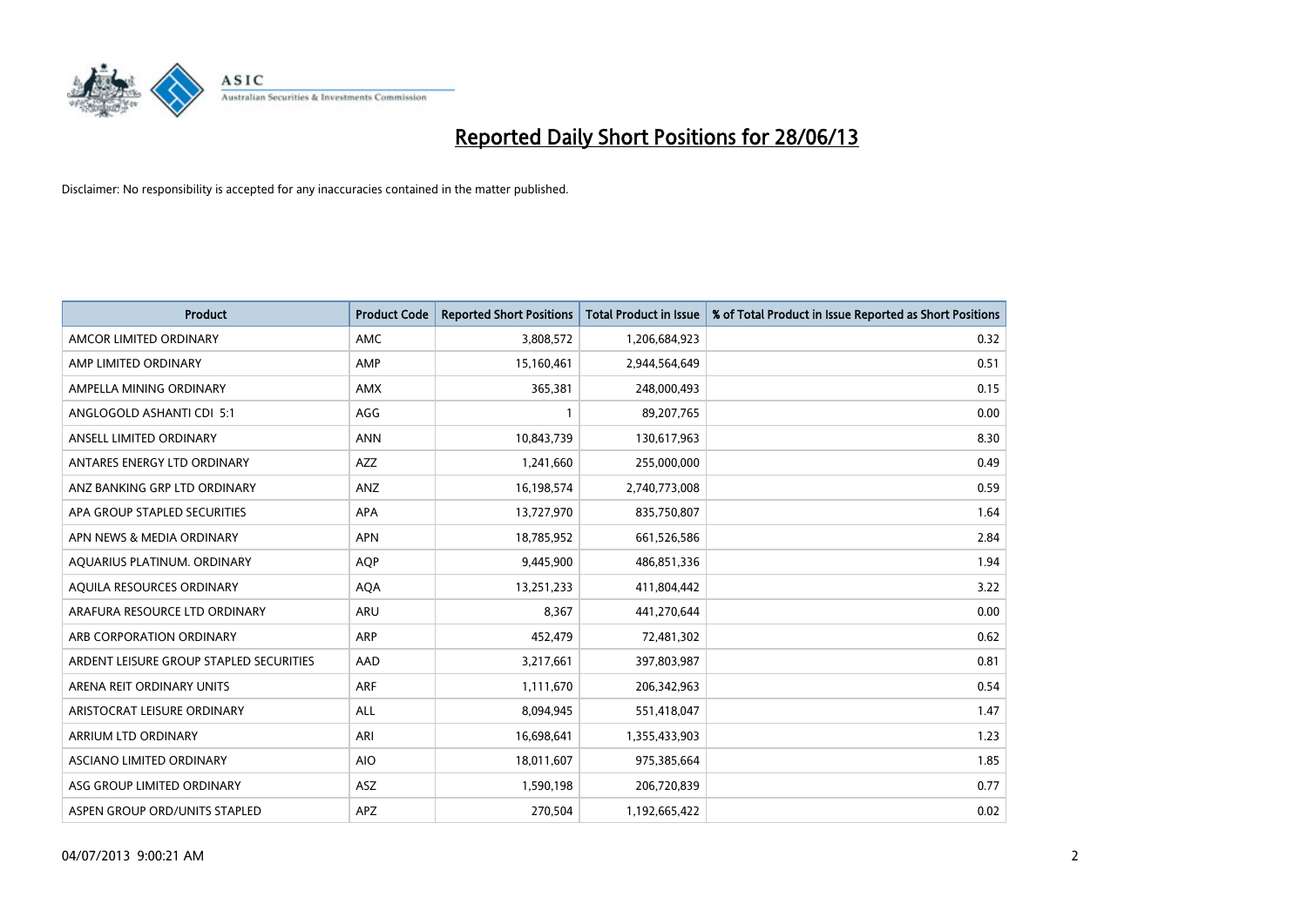# Reported Daily Short Positions for 28/06/13

Disclaimer: No responsibility is accepted for any inaccuracies contained in the matter published.

| Product | Product Code | Reported Short Positions | Total Product in Issue | % of Total Product in Issue Reported as Short Positions |
|---|---|---|---|---|
| AMCOR LIMITED ORDINARY | AMC | 3,808,572 | 1,206,684,923 | 0.32 |
| AMP LIMITED ORDINARY | AMP | 15,160,461 | 2,944,564,649 | 0.51 |
| AMPELLA MINING ORDINARY | AMX | 365,381 | 248,000,493 | 0.15 |
| ANGLOGOLD ASHANTI CDI 5:1 | AGG | 1 | 89,207,765 | 0.00 |
| ANSELL LIMITED ORDINARY | ANN | 10,843,739 | 130,617,963 | 8.30 |
| ANTARES ENERGY LTD ORDINARY | AZZ | 1,241,660 | 255,000,000 | 0.49 |
| ANZ BANKING GRP LTD ORDINARY | ANZ | 16,198,574 | 2,740,773,008 | 0.59 |
| APA GROUP STAPLED SECURITIES | APA | 13,727,970 | 835,750,807 | 1.64 |
| APN NEWS & MEDIA ORDINARY | APN | 18,785,952 | 661,526,586 | 2.84 |
| AQUARIUS PLATINUM. ORDINARY | AQP | 9,445,900 | 486,851,336 | 1.94 |
| AQUILA RESOURCES ORDINARY | AQA | 13,251,233 | 411,804,442 | 3.22 |
| ARAFURA RESOURCE LTD ORDINARY | ARU | 8,367 | 441,270,644 | 0.00 |
| ARB CORPORATION ORDINARY | ARP | 452,479 | 72,481,302 | 0.62 |
| ARDENT LEISURE GROUP STAPLED SECURITIES | AAD | 3,217,661 | 397,803,987 | 0.81 |
| ARENA REIT ORDINARY UNITS | ARF | 1,111,670 | 206,342,963 | 0.54 |
| ARISTOCRAT LEISURE ORDINARY | ALL | 8,094,945 | 551,418,047 | 1.47 |
| ARRIUM LTD ORDINARY | ARI | 16,698,641 | 1,355,433,903 | 1.23 |
| ASCIANO LIMITED ORDINARY | AIO | 18,011,607 | 975,385,664 | 1.85 |
| ASG GROUP LIMITED ORDINARY | ASZ | 1,590,198 | 206,720,839 | 0.77 |
| ASPEN GROUP ORD/UNITS STAPLED | APZ | 270,504 | 1,192,665,422 | 0.02 |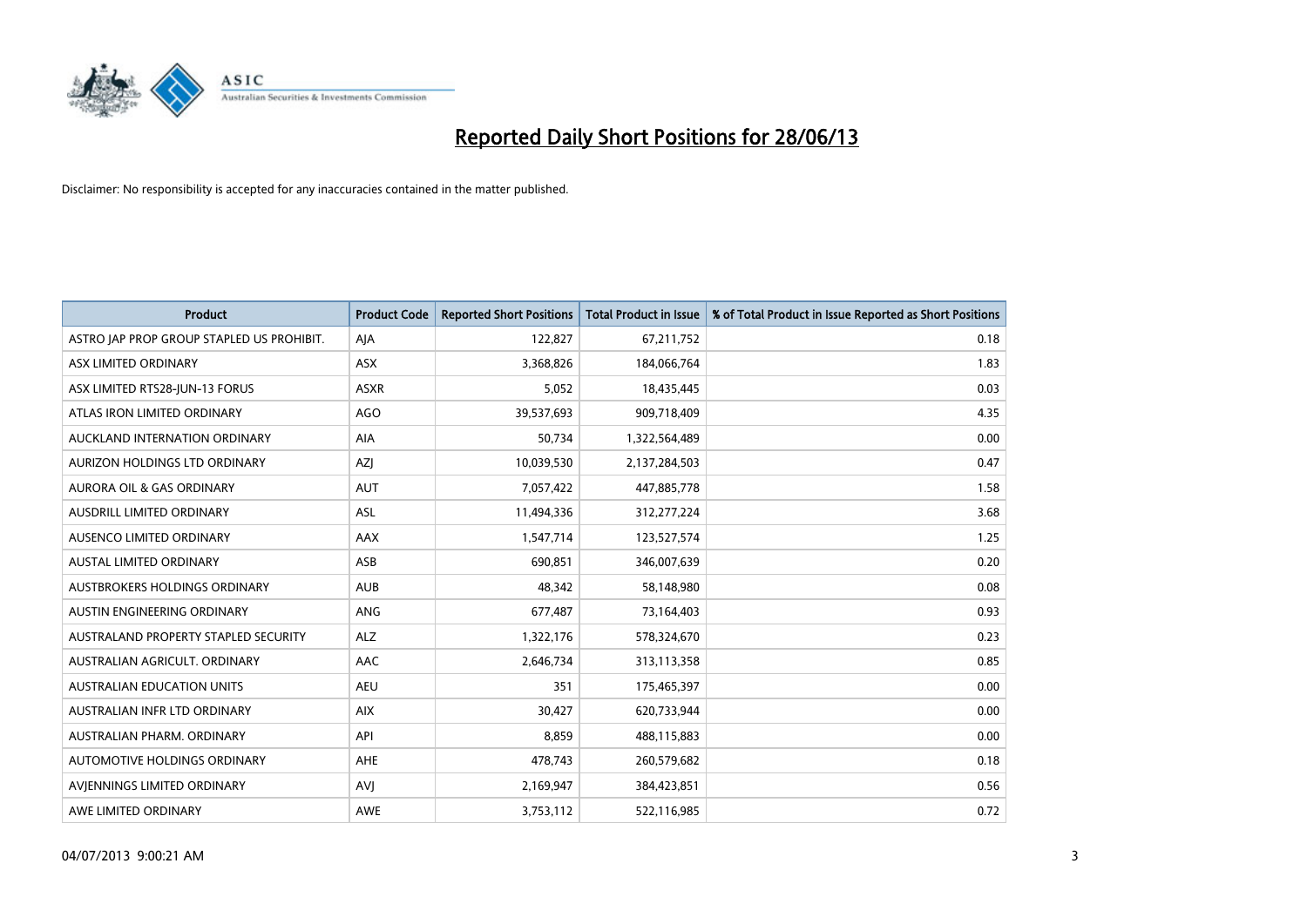# Reported Daily Short Positions for 28/06/13

Disclaimer: No responsibility is accepted for any inaccuracies contained in the matter published.

| Product | Product Code | Reported Short Positions | Total Product in Issue | % of Total Product in Issue Reported as Short Positions |
|---|---|---|---|---|
| ASTRO JAP PROP GROUP STAPLED US PROHIBIT. | AJA | 122,827 | 67,211,752 | 0.18 |
| ASX LIMITED ORDINARY | ASX | 3,368,826 | 184,066,764 | 1.83 |
| ASX LIMITED RTS28-JUN-13 FORUS | ASXR | 5,052 | 18,435,445 | 0.03 |
| ATLAS IRON LIMITED ORDINARY | AGO | 39,537,693 | 909,718,409 | 4.35 |
| AUCKLAND INTERNATION ORDINARY | AIA | 50,734 | 1,322,564,489 | 0.00 |
| AURIZON HOLDINGS LTD ORDINARY | AZJ | 10,039,530 | 2,137,284,503 | 0.47 |
| AURORA OIL & GAS ORDINARY | AUT | 7,057,422 | 447,885,778 | 1.58 |
| AUSDRILL LIMITED ORDINARY | ASL | 11,494,336 | 312,277,224 | 3.68 |
| AUSENCO LIMITED ORDINARY | AAX | 1,547,714 | 123,527,574 | 1.25 |
| AUSTAL LIMITED ORDINARY | ASB | 690,851 | 346,007,639 | 0.20 |
| AUSTBROKERS HOLDINGS ORDINARY | AUB | 48,342 | 58,148,980 | 0.08 |
| AUSTIN ENGINEERING ORDINARY | ANG | 677,487 | 73,164,403 | 0.93 |
| AUSTRALAND PROPERTY STAPLED SECURITY | ALZ | 1,322,176 | 578,324,670 | 0.23 |
| AUSTRALIAN AGRICULT. ORDINARY | AAC | 2,646,734 | 313,113,358 | 0.85 |
| AUSTRALIAN EDUCATION UNITS | AEU | 351 | 175,465,397 | 0.00 |
| AUSTRALIAN INFR LTD ORDINARY | AIX | 30,427 | 620,733,944 | 0.00 |
| AUSTRALIAN PHARM. ORDINARY | API | 8,859 | 488,115,883 | 0.00 |
| AUTOMOTIVE HOLDINGS ORDINARY | AHE | 478,743 | 260,579,682 | 0.18 |
| AVJENNINGS LIMITED ORDINARY | AVJ | 2,169,947 | 384,423,851 | 0.56 |
| AWE LIMITED ORDINARY | AWE | 3,753,112 | 522,116,985 | 0.72 |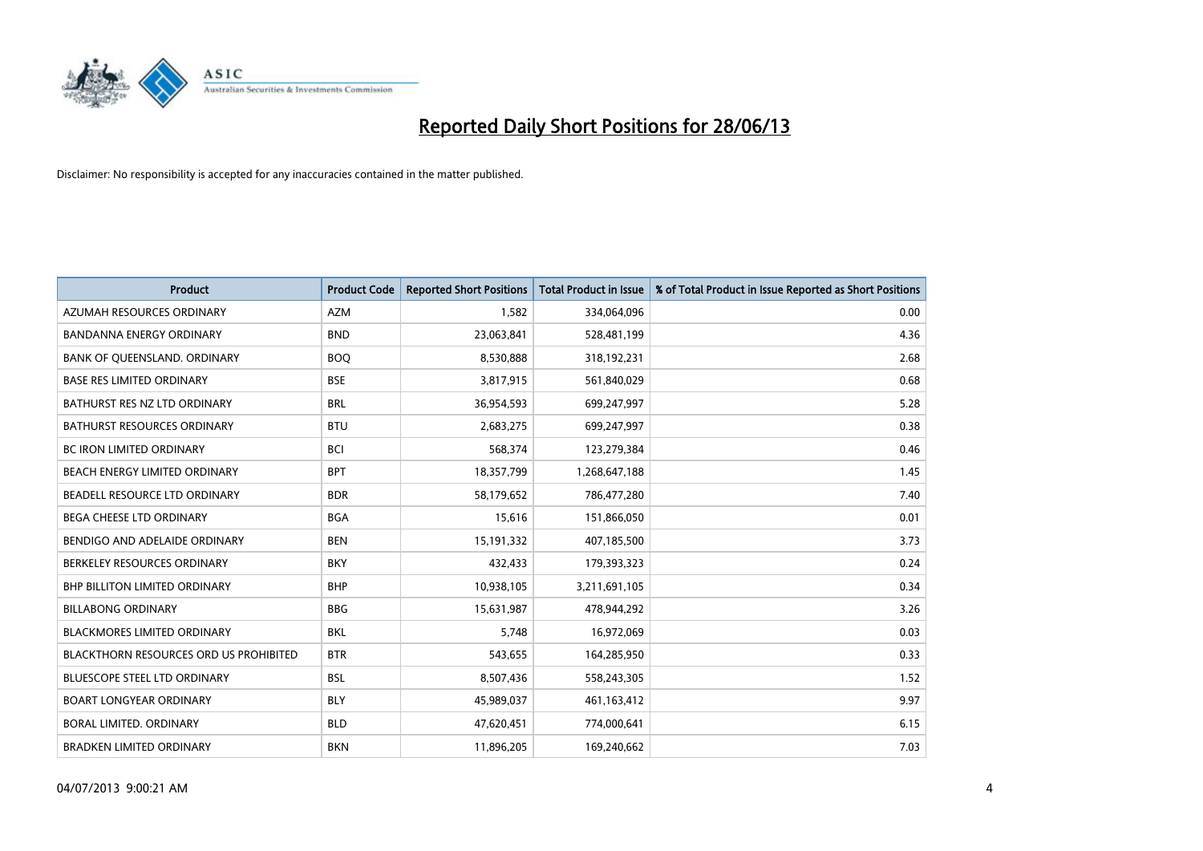# Reported Daily Short Positions for 28/06/13

Disclaimer: No responsibility is accepted for any inaccuracies contained in the matter published.

| Product | Product Code | Reported Short Positions | Total Product in Issue | % of Total Product in Issue Reported as Short Positions |
|---|---|---|---|---|
| AZUMAH RESOURCES ORDINARY | AZM | 1,582 | 334,064,096 | 0.00 |
| BANDANNA ENERGY ORDINARY | BND | 23,063,841 | 528,481,199 | 4.36 |
| BANK OF QUEENSLAND. ORDINARY | BOQ | 8,530,888 | 318,192,231 | 2.68 |
| BASE RES LIMITED ORDINARY | BSE | 3,817,915 | 561,840,029 | 0.68 |
| BATHURST RES NZ LTD ORDINARY | BRL | 36,954,593 | 699,247,997 | 5.28 |
| BATHURST RESOURCES ORDINARY | BTU | 2,683,275 | 699,247,997 | 0.38 |
| BC IRON LIMITED ORDINARY | BCI | 568,374 | 123,279,384 | 0.46 |
| BEACH ENERGY LIMITED ORDINARY | BPT | 18,357,799 | 1,268,647,188 | 1.45 |
| BEADELL RESOURCE LTD ORDINARY | BDR | 58,179,652 | 786,477,280 | 7.40 |
| BEGA CHEESE LTD ORDINARY | BGA | 15,616 | 151,866,050 | 0.01 |
| BENDIGO AND ADELAIDE ORDINARY | BEN | 15,191,332 | 407,185,500 | 3.73 |
| BERKELEY RESOURCES ORDINARY | BKY | 432,433 | 179,393,323 | 0.24 |
| BHP BILLITON LIMITED ORDINARY | BHP | 10,938,105 | 3,211,691,105 | 0.34 |
| BILLABONG ORDINARY | BBG | 15,631,987 | 478,944,292 | 3.26 |
| BLACKMORES LIMITED ORDINARY | BKL | 5,748 | 16,972,069 | 0.03 |
| BLACKTHORN RESOURCES ORD US PROHIBITED | BTR | 543,655 | 164,285,950 | 0.33 |
| BLUESCOPE STEEL LTD ORDINARY | BSL | 8,507,436 | 558,243,305 | 1.52 |
| BOART LONGYEAR ORDINARY | BLY | 45,989,037 | 461,163,412 | 9.97 |
| BORAL LIMITED. ORDINARY | BLD | 47,620,451 | 774,000,641 | 6.15 |
| BRADKEN LIMITED ORDINARY | BKN | 11,896,205 | 169,240,662 | 7.03 |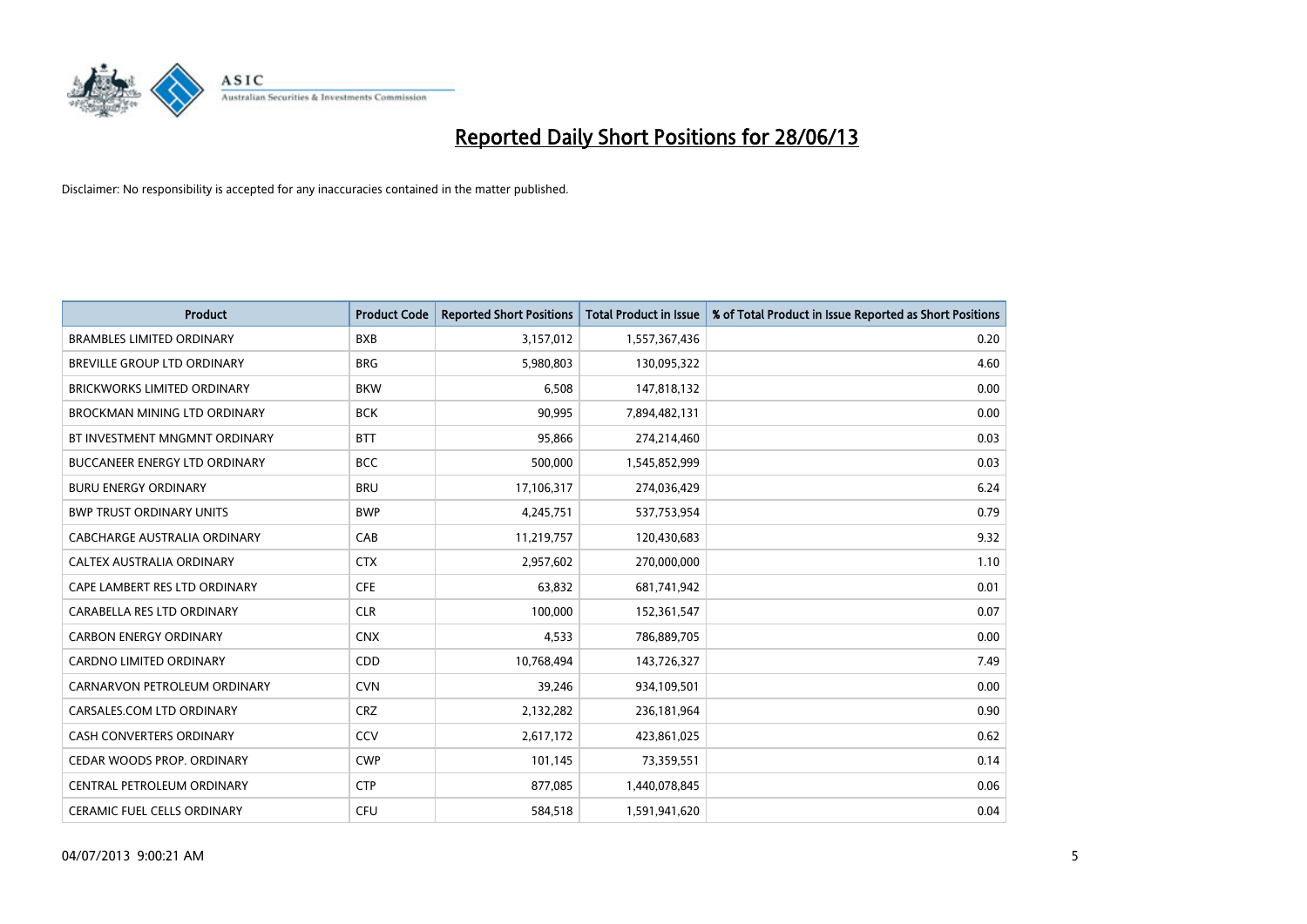# Reported Daily Short Positions for 28/06/13

Disclaimer: No responsibility is accepted for any inaccuracies contained in the matter published.

| Product | Product Code | Reported Short Positions | Total Product in Issue | % of Total Product in Issue Reported as Short Positions |
| --- | --- | --- | --- | --- |
| BRAMBLES LIMITED ORDINARY | BXB | 3,157,012 | 1,557,367,436 | 0.20 |
| BREVILLE GROUP LTD ORDINARY | BRG | 5,980,803 | 130,095,322 | 4.60 |
| BRICKWORKS LIMITED ORDINARY | BKW | 6,508 | 147,818,132 | 0.00 |
| BROCKMAN MINING LTD ORDINARY | BCK | 90,995 | 7,894,482,131 | 0.00 |
| BT INVESTMENT MNGMNT ORDINARY | BTT | 95,866 | 274,214,460 | 0.03 |
| BUCCANEER ENERGY LTD ORDINARY | BCC | 500,000 | 1,545,852,999 | 0.03 |
| BURU ENERGY ORDINARY | BRU | 17,106,317 | 274,036,429 | 6.24 |
| BWP TRUST ORDINARY UNITS | BWP | 4,245,751 | 537,753,954 | 0.79 |
| CABCHARGE AUSTRALIA ORDINARY | CAB | 11,219,757 | 120,430,683 | 9.32 |
| CALTEX AUSTRALIA ORDINARY | CTX | 2,957,602 | 270,000,000 | 1.10 |
| CAPE LAMBERT RES LTD ORDINARY | CFE | 63,832 | 681,741,942 | 0.01 |
| CARABELLA RES LTD ORDINARY | CLR | 100,000 | 152,361,547 | 0.07 |
| CARBON ENERGY ORDINARY | CNX | 4,533 | 786,889,705 | 0.00 |
| CARDNO LIMITED ORDINARY | CDD | 10,768,494 | 143,726,327 | 7.49 |
| CARNARVON PETROLEUM ORDINARY | CVN | 39,246 | 934,109,501 | 0.00 |
| CARSALES.COM LTD ORDINARY | CRZ | 2,132,282 | 236,181,964 | 0.90 |
| CASH CONVERTERS ORDINARY | CCV | 2,617,172 | 423,861,025 | 0.62 |
| CEDAR WOODS PROP. ORDINARY | CWP | 101,145 | 73,359,551 | 0.14 |
| CENTRAL PETROLEUM ORDINARY | CTP | 877,085 | 1,440,078,845 | 0.06 |
| CERAMIC FUEL CELLS ORDINARY | CFU | 584,518 | 1,591,941,620 | 0.04 |

04/07/2013 9:00:21 AM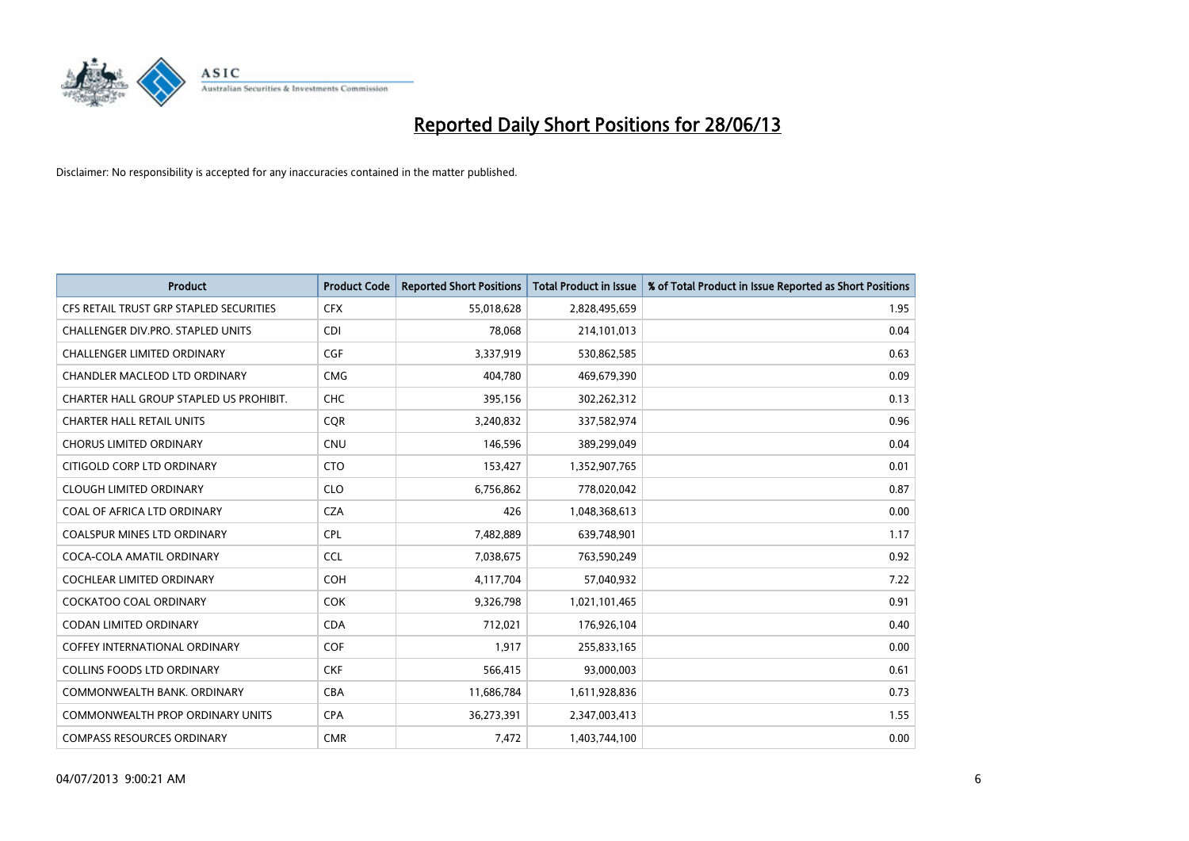# Reported Daily Short Positions for 28/06/13

Disclaimer: No responsibility is accepted for any inaccuracies contained in the matter published.

| Product | Product Code | Reported Short Positions | Total Product in Issue | % of Total Product in Issue Reported as Short Positions |
|---|---|---|---|---|
| CFS RETAIL TRUST GRP STAPLED SECURITIES | CFX | 55,018,628 | 2,828,495,659 | 1.95 |
| CHALLENGER DIV.PRO. STAPLED UNITS | CDI | 78,068 | 214,101,013 | 0.04 |
| CHALLENGER LIMITED ORDINARY | CGF | 3,337,919 | 530,862,585 | 0.63 |
| CHANDLER MACLEOD LTD ORDINARY | CMG | 404,780 | 469,679,390 | 0.09 |
| CHARTER HALL GROUP STAPLED US PROHIBIT. | CHC | 395,156 | 302,262,312 | 0.13 |
| CHARTER HALL RETAIL UNITS | CQR | 3,240,832 | 337,582,974 | 0.96 |
| CHORUS LIMITED ORDINARY | CNU | 146,596 | 389,299,049 | 0.04 |
| CITIGOLD CORP LTD ORDINARY | CTO | 153,427 | 1,352,907,765 | 0.01 |
| CLOUGH LIMITED ORDINARY | CLO | 6,756,862 | 778,020,042 | 0.87 |
| COAL OF AFRICA LTD ORDINARY | CZA | 426 | 1,048,368,613 | 0.00 |
| COALSPUR MINES LTD ORDINARY | CPL | 7,482,889 | 639,748,901 | 1.17 |
| COCA-COLA AMATIL ORDINARY | CCL | 7,038,675 | 763,590,249 | 0.92 |
| COCHLEAR LIMITED ORDINARY | COH | 4,117,704 | 57,040,932 | 7.22 |
| COCKATOO COAL ORDINARY | COK | 9,326,798 | 1,021,101,465 | 0.91 |
| CODAN LIMITED ORDINARY | CDA | 712,021 | 176,926,104 | 0.40 |
| COFFEY INTERNATIONAL ORDINARY | COF | 1,917 | 255,833,165 | 0.00 |
| COLLINS FOODS LTD ORDINARY | CKF | 566,415 | 93,000,003 | 0.61 |
| COMMONWEALTH BANK. ORDINARY | CBA | 11,686,784 | 1,611,928,836 | 0.73 |
| COMMONWEALTH PROP ORDINARY UNITS | CPA | 36,273,391 | 2,347,003,413 | 1.55 |
| COMPASS RESOURCES ORDINARY | CMR | 7,472 | 1,403,744,100 | 0.00 |

04/07/2013 9:00:21 AM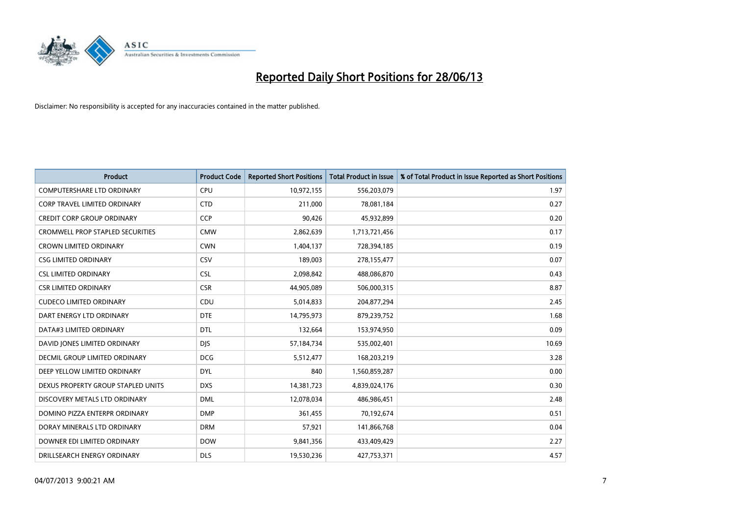# Reported Daily Short Positions for 28/06/13

Disclaimer: No responsibility is accepted for any inaccuracies contained in the matter published.

| Product | Product Code | Reported Short Positions | Total Product in Issue | % of Total Product in Issue Reported as Short Positions |
|---|---|---|---|---|
| COMPUTERSHARE LTD ORDINARY | CPU | 10,972,155 | 556,203,079 | 1.97 |
| CORP TRAVEL LIMITED ORDINARY | CTD | 211,000 | 78,081,184 | 0.27 |
| CREDIT CORP GROUP ORDINARY | CCP | 90,426 | 45,932,899 | 0.20 |
| CROMWELL PROP STAPLED SECURITIES | CMW | 2,862,639 | 1,713,721,456 | 0.17 |
| CROWN LIMITED ORDINARY | CWN | 1,404,137 | 728,394,185 | 0.19 |
| CSG LIMITED ORDINARY | CSV | 189,003 | 278,155,477 | 0.07 |
| CSL LIMITED ORDINARY | CSL | 2,098,842 | 488,086,870 | 0.43 |
| CSR LIMITED ORDINARY | CSR | 44,905,089 | 506,000,315 | 8.87 |
| CUDECO LIMITED ORDINARY | CDU | 5,014,833 | 204,877,294 | 2.45 |
| DART ENERGY LTD ORDINARY | DTE | 14,795,973 | 879,239,752 | 1.68 |
| DATA#3 LIMITED ORDINARY | DTL | 132,664 | 153,974,950 | 0.09 |
| DAVID JONES LIMITED ORDINARY | DJS | 57,184,734 | 535,002,401 | 10.69 |
| DECMIL GROUP LIMITED ORDINARY | DCG | 5,512,477 | 168,203,219 | 3.28 |
| DEEP YELLOW LIMITED ORDINARY | DYL | 840 | 1,560,859,287 | 0.00 |
| DEXUS PROPERTY GROUP STAPLED UNITS | DXS | 14,381,723 | 4,839,024,176 | 0.30 |
| DISCOVERY METALS LTD ORDINARY | DML | 12,078,034 | 486,986,451 | 2.48 |
| DOMINO PIZZA ENTERPR ORDINARY | DMP | 361,455 | 70,192,674 | 0.51 |
| DORAY MINERALS LTD ORDINARY | DRM | 57,921 | 141,866,768 | 0.04 |
| DOWNER EDI LIMITED ORDINARY | DOW | 9,841,356 | 433,409,429 | 2.27 |
| DRILLSEARCH ENERGY ORDINARY | DLS | 19,530,236 | 427,753,371 | 4.57 |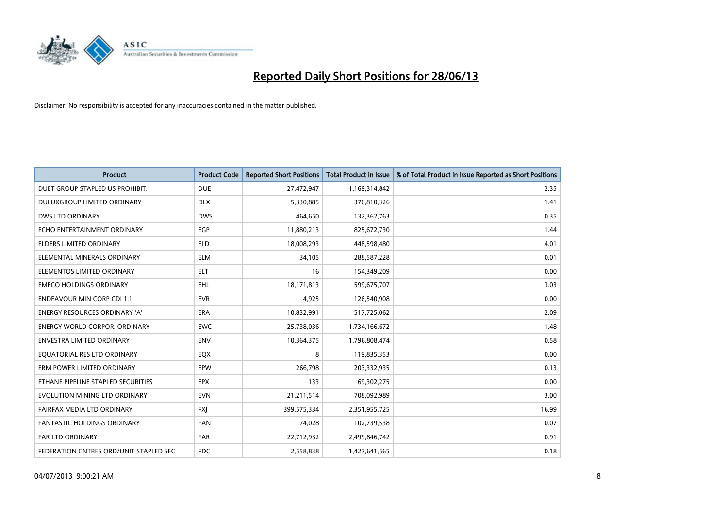# Reported Daily Short Positions for 28/06/13

Disclaimer: No responsibility is accepted for any inaccuracies contained in the matter published.

| Product | Product Code | Reported Short Positions | Total Product in Issue | % of Total Product in Issue Reported as Short Positions |
|---|---|---|---|---|
| DUET GROUP STAPLED US PROHIBIT. | DUE | 27,472,947 | 1,169,314,842 | 2.35 |
| DULUXGROUP LIMITED ORDINARY | DLX | 5,330,885 | 376,810,326 | 1.41 |
| DWS LTD ORDINARY | DWS | 464,650 | 132,362,763 | 0.35 |
| ECHO ENTERTAINMENT ORDINARY | EGP | 11,880,213 | 825,672,730 | 1.44 |
| ELDERS LIMITED ORDINARY | ELD | 18,008,293 | 448,598,480 | 4.01 |
| ELEMENTAL MINERALS ORDINARY | ELM | 34,105 | 288,587,228 | 0.01 |
| ELEMENTOS LIMITED ORDINARY | ELT | 16 | 154,349,209 | 0.00 |
| EMECO HOLDINGS ORDINARY | EHL | 18,171,813 | 599,675,707 | 3.03 |
| ENDEAVOUR MIN CORP CDI 1:1 | EVR | 4,925 | 126,540,908 | 0.00 |
| ENERGY RESOURCES ORDINARY 'A' | ERA | 10,832,991 | 517,725,062 | 2.09 |
| ENERGY WORLD CORPOR. ORDINARY | EWC | 25,738,036 | 1,734,166,672 | 1.48 |
| ENVESTRA LIMITED ORDINARY | ENV | 10,364,375 | 1,796,808,474 | 0.58 |
| EQUATORIAL RES LTD ORDINARY | EQX | 8 | 119,835,353 | 0.00 |
| ERM POWER LIMITED ORDINARY | EPW | 266,798 | 203,332,935 | 0.13 |
| ETHANE PIPELINE STAPLED SECURITIES | EPX | 133 | 69,302,275 | 0.00 |
| EVOLUTION MINING LTD ORDINARY | EVN | 21,211,514 | 708,092,989 | 3.00 |
| FAIRFAX MEDIA LTD ORDINARY | FXJ | 399,575,334 | 2,351,955,725 | 16.99 |
| FANTASTIC HOLDINGS ORDINARY | FAN | 74,028 | 102,739,538 | 0.07 |
| FAR LTD ORDINARY | FAR | 22,712,932 | 2,499,846,742 | 0.91 |
| FEDERATION CNTRES ORD/UNIT STAPLED SEC | FDC | 2,558,838 | 1,427,641,565 | 0.18 |

04/07/2013 9:00:21 AM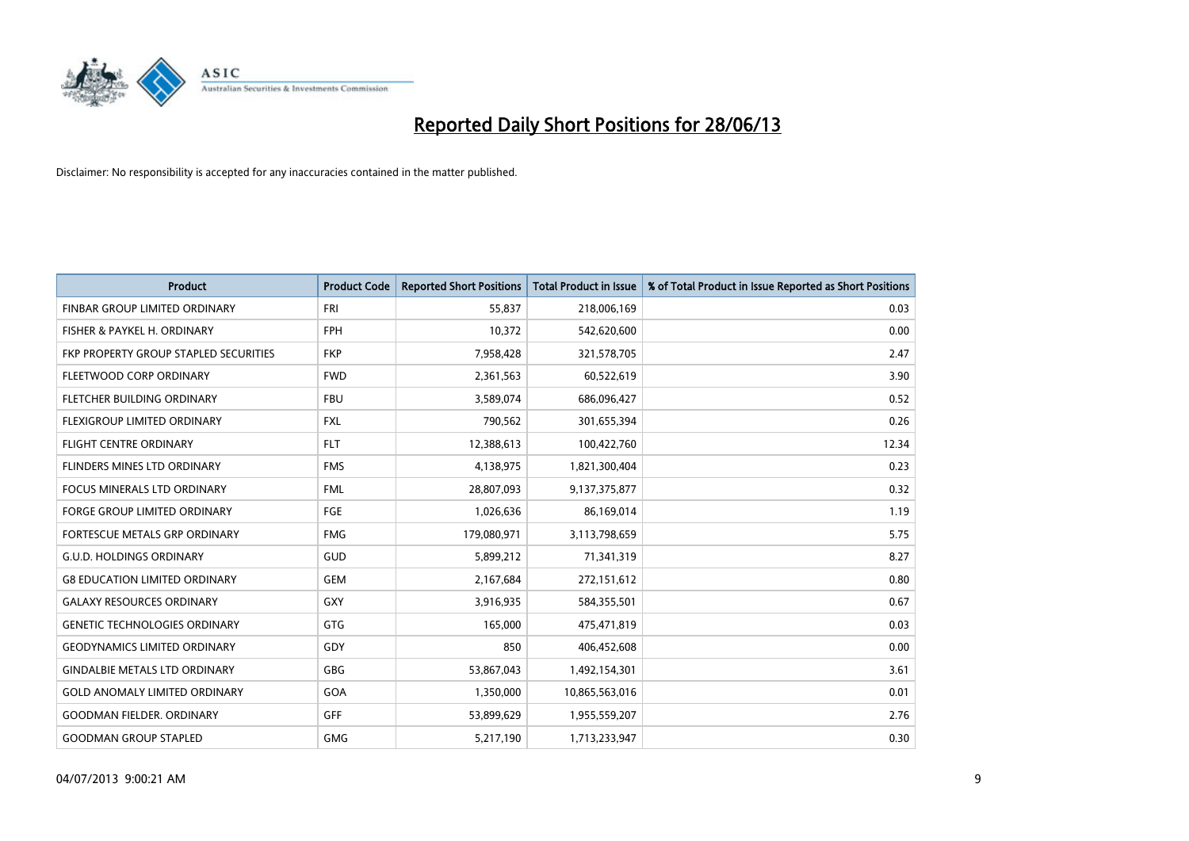# Reported Daily Short Positions for 28/06/13

Disclaimer: No responsibility is accepted for any inaccuracies contained in the matter published.

| Product | Product Code | Reported Short Positions | Total Product in Issue | % of Total Product in Issue Reported as Short Positions |
|---|---|---|---|---|
| FINBAR GROUP LIMITED ORDINARY | FRI | 55,837 | 218,006,169 | 0.03 |
| FISHER & PAYKEL H. ORDINARY | FPH | 10,372 | 542,620,600 | 0.00 |
| FKP PROPERTY GROUP STAPLED SECURITIES | FKP | 7,958,428 | 321,578,705 | 2.47 |
| FLEETWOOD CORP ORDINARY | FWD | 2,361,563 | 60,522,619 | 3.90 |
| FLETCHER BUILDING ORDINARY | FBU | 3,589,074 | 686,096,427 | 0.52 |
| FLEXIGROUP LIMITED ORDINARY | FXL | 790,562 | 301,655,394 | 0.26 |
| FLIGHT CENTRE ORDINARY | FLT | 12,388,613 | 100,422,760 | 12.34 |
| FLINDERS MINES LTD ORDINARY | FMS | 4,138,975 | 1,821,300,404 | 0.23 |
| FOCUS MINERALS LTD ORDINARY | FML | 28,807,093 | 9,137,375,877 | 0.32 |
| FORGE GROUP LIMITED ORDINARY | FGE | 1,026,636 | 86,169,014 | 1.19 |
| FORTESCUE METALS GRP ORDINARY | FMG | 179,080,971 | 3,113,798,659 | 5.75 |
| G.U.D. HOLDINGS ORDINARY | GUD | 5,899,212 | 71,341,319 | 8.27 |
| G8 EDUCATION LIMITED ORDINARY | GEM | 2,167,684 | 272,151,612 | 0.80 |
| GALAXY RESOURCES ORDINARY | GXY | 3,916,935 | 584,355,501 | 0.67 |
| GENETIC TECHNOLOGIES ORDINARY | GTG | 165,000 | 475,471,819 | 0.03 |
| GEODYNAMICS LIMITED ORDINARY | GDY | 850 | 406,452,608 | 0.00 |
| GINDALBIE METALS LTD ORDINARY | GBG | 53,867,043 | 1,492,154,301 | 3.61 |
| GOLD ANOMALY LIMITED ORDINARY | GOA | 1,350,000 | 10,865,563,016 | 0.01 |
| GOODMAN FIELDER. ORDINARY | GFF | 53,899,629 | 1,955,559,207 | 2.76 |
| GOODMAN GROUP STAPLED | GMG | 5,217,190 | 1,713,233,947 | 0.30 |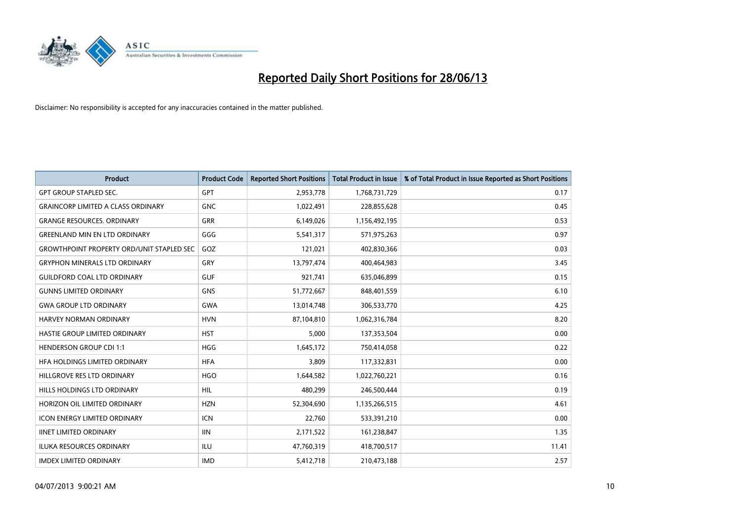# Reported Daily Short Positions for 28/06/13

Disclaimer: No responsibility is accepted for any inaccuracies contained in the matter published.

| Product | Product Code | Reported Short Positions | Total Product in Issue | % of Total Product in Issue Reported as Short Positions |
|---|---|---|---|---|
| GPT GROUP STAPLED SEC. | GPT | 2,953,778 | 1,768,731,729 | 0.17 |
| GRAINCORP LIMITED A CLASS ORDINARY | GNC | 1,022,491 | 228,855,628 | 0.45 |
| GRANGE RESOURCES. ORDINARY | GRR | 6,149,026 | 1,156,492,195 | 0.53 |
| GREENLAND MIN EN LTD ORDINARY | GGG | 5,541,317 | 571,975,263 | 0.97 |
| GROWTHPOINT PROPERTY ORD/UNIT STAPLED SEC | GOZ | 121,021 | 402,830,366 | 0.03 |
| GRYPHON MINERALS LTD ORDINARY | GRY | 13,797,474 | 400,464,983 | 3.45 |
| GUILDFORD COAL LTD ORDINARY | GUF | 921,741 | 635,046,899 | 0.15 |
| GUNNS LIMITED ORDINARY | GNS | 51,772,667 | 848,401,559 | 6.10 |
| GWA GROUP LTD ORDINARY | GWA | 13,014,748 | 306,533,770 | 4.25 |
| HARVEY NORMAN ORDINARY | HVN | 87,104,810 | 1,062,316,784 | 8.20 |
| HASTIE GROUP LIMITED ORDINARY | HST | 5,000 | 137,353,504 | 0.00 |
| HENDERSON GROUP CDI 1:1 | HGG | 1,645,172 | 750,414,058 | 0.22 |
| HFA HOLDINGS LIMITED ORDINARY | HFA | 3,809 | 117,332,831 | 0.00 |
| HILLGROVE RES LTD ORDINARY | HGO | 1,644,582 | 1,022,760,221 | 0.16 |
| HILLS HOLDINGS LTD ORDINARY | HIL | 480,299 | 246,500,444 | 0.19 |
| HORIZON OIL LIMITED ORDINARY | HZN | 52,304,690 | 1,135,266,515 | 4.61 |
| ICON ENERGY LIMITED ORDINARY | ICN | 22,760 | 533,391,210 | 0.00 |
| IINET LIMITED ORDINARY | IIN | 2,171,522 | 161,238,847 | 1.35 |
| ILUKA RESOURCES ORDINARY | ILU | 47,760,319 | 418,700,517 | 11.41 |
| IMDEX LIMITED ORDINARY | IMD | 5,412,718 | 210,473,188 | 2.57 |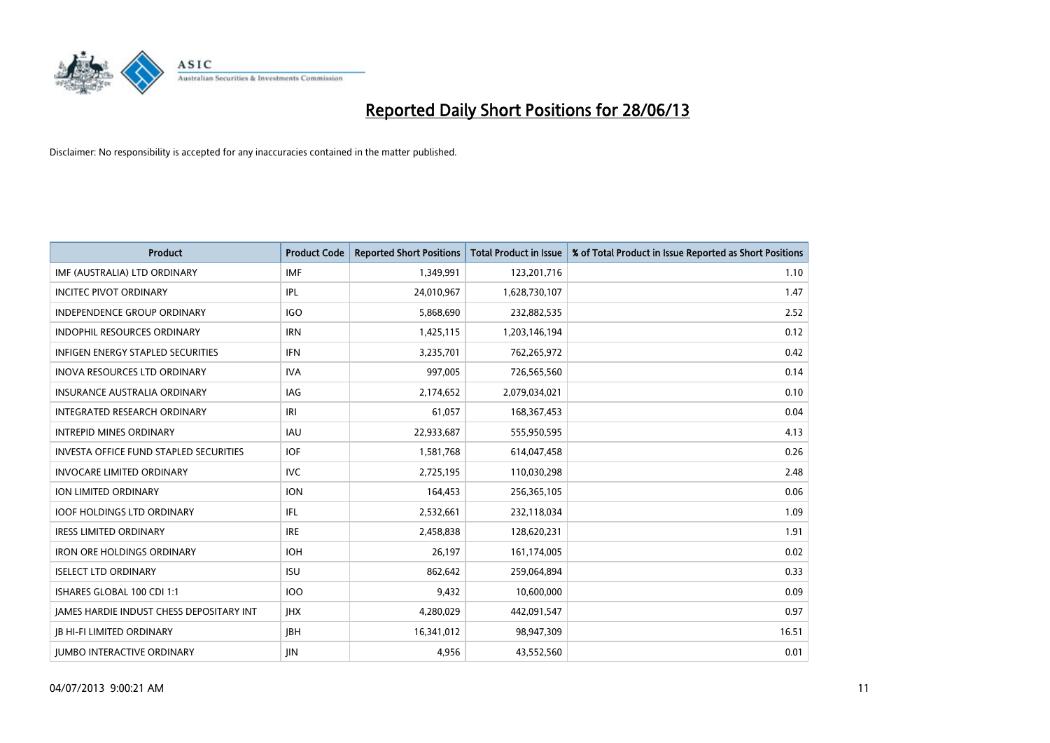# Reported Daily Short Positions for 28/06/13

Disclaimer: No responsibility is accepted for any inaccuracies contained in the matter published.

| Product | Product Code | Reported Short Positions | Total Product in Issue | % of Total Product in Issue Reported as Short Positions |
|---|---|---|---|---|
| IMF (AUSTRALIA) LTD ORDINARY | IMF | 1,349,991 | 123,201,716 | 1.10 |
| INCITEC PIVOT ORDINARY | IPL | 24,010,967 | 1,628,730,107 | 1.47 |
| INDEPENDENCE GROUP ORDINARY | IGO | 5,868,690 | 232,882,535 | 2.52 |
| INDOPHIL RESOURCES ORDINARY | IRN | 1,425,115 | 1,203,146,194 | 0.12 |
| INFIGEN ENERGY STAPLED SECURITIES | IFN | 3,235,701 | 762,265,972 | 0.42 |
| INOVA RESOURCES LTD ORDINARY | IVA | 997,005 | 726,565,560 | 0.14 |
| INSURANCE AUSTRALIA ORDINARY | IAG | 2,174,652 | 2,079,034,021 | 0.10 |
| INTEGRATED RESEARCH ORDINARY | IRI | 61,057 | 168,367,453 | 0.04 |
| INTREPID MINES ORDINARY | IAU | 22,933,687 | 555,950,595 | 4.13 |
| INVESTA OFFICE FUND STAPLED SECURITIES | IOF | 1,581,768 | 614,047,458 | 0.26 |
| INVOCARE LIMITED ORDINARY | IVC | 2,725,195 | 110,030,298 | 2.48 |
| ION LIMITED ORDINARY | ION | 164,453 | 256,365,105 | 0.06 |
| IOOF HOLDINGS LTD ORDINARY | IFL | 2,532,661 | 232,118,034 | 1.09 |
| IRESS LIMITED ORDINARY | IRE | 2,458,838 | 128,620,231 | 1.91 |
| IRON ORE HOLDINGS ORDINARY | IOH | 26,197 | 161,174,005 | 0.02 |
| ISELECT LTD ORDINARY | ISU | 862,642 | 259,064,894 | 0.33 |
| ISHARES GLOBAL 100 CDI 1:1 | IOO | 9,432 | 10,600,000 | 0.09 |
| JAMES HARDIE INDUST CHESS DEPOSITARY INT | JHX | 4,280,029 | 442,091,547 | 0.97 |
| JB HI-FI LIMITED ORDINARY | JBH | 16,341,012 | 98,947,309 | 16.51 |
| JUMBO INTERACTIVE ORDINARY | JIN | 4,956 | 43,552,560 | 0.01 |

04/07/2013 9:00:21 AM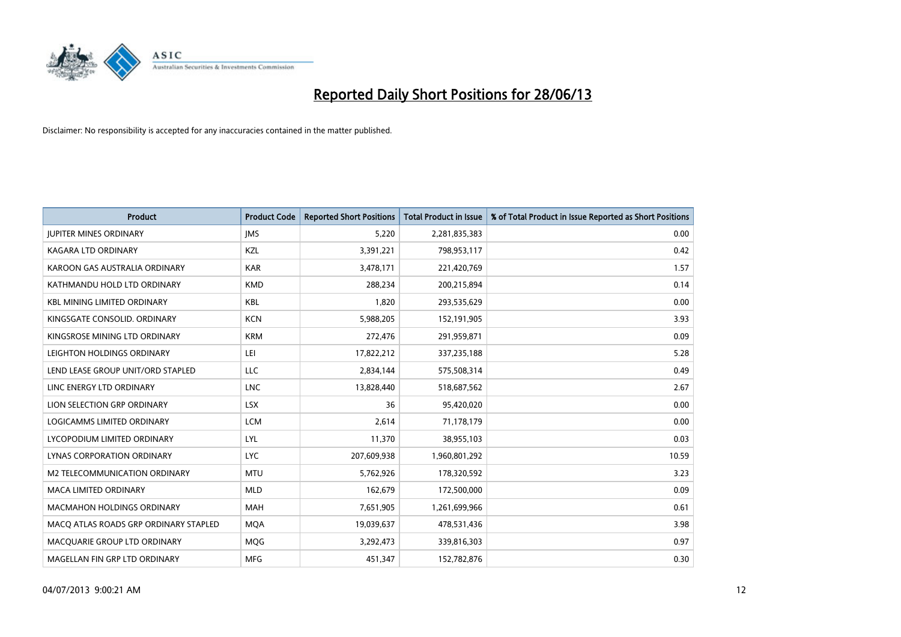# Reported Daily Short Positions for 28/06/13

Disclaimer: No responsibility is accepted for any inaccuracies contained in the matter published.

| Product | Product Code | Reported Short Positions | Total Product in Issue | % of Total Product in Issue Reported as Short Positions |
|---|---|---|---|---|
| JUPITER MINES ORDINARY | JMS | 5,220 | 2,281,835,383 | 0.00 |
| KAGARA LTD ORDINARY | KZL | 3,391,221 | 798,953,117 | 0.42 |
| KAROON GAS AUSTRALIA ORDINARY | KAR | 3,478,171 | 221,420,769 | 1.57 |
| KATHMANDU HOLD LTD ORDINARY | KMD | 288,234 | 200,215,894 | 0.14 |
| KBL MINING LIMITED ORDINARY | KBL | 1,820 | 293,535,629 | 0.00 |
| KINGSGATE CONSOLID. ORDINARY | KCN | 5,988,205 | 152,191,905 | 3.93 |
| KINGSROSE MINING LTD ORDINARY | KRM | 272,476 | 291,959,871 | 0.09 |
| LEIGHTON HOLDINGS ORDINARY | LEI | 17,822,212 | 337,235,188 | 5.28 |
| LEND LEASE GROUP UNIT/ORD STAPLED | LLC | 2,834,144 | 575,508,314 | 0.49 |
| LINC ENERGY LTD ORDINARY | LNC | 13,828,440 | 518,687,562 | 2.67 |
| LION SELECTION GRP ORDINARY | LSX | 36 | 95,420,020 | 0.00 |
| LOGICAMMS LIMITED ORDINARY | LCM | 2,614 | 71,178,179 | 0.00 |
| LYCOPODIUM LIMITED ORDINARY | LYL | 11,370 | 38,955,103 | 0.03 |
| LYNAS CORPORATION ORDINARY | LYC | 207,609,938 | 1,960,801,292 | 10.59 |
| M2 TELECOMMUNICATION ORDINARY | MTU | 5,762,926 | 178,320,592 | 3.23 |
| MACA LIMITED ORDINARY | MLD | 162,679 | 172,500,000 | 0.09 |
| MACMAHON HOLDINGS ORDINARY | MAH | 7,651,905 | 1,261,699,966 | 0.61 |
| MACQ ATLAS ROADS GRP ORDINARY STAPLED | MQA | 19,039,637 | 478,531,436 | 3.98 |
| MACQUARIE GROUP LTD ORDINARY | MQG | 3,292,473 | 339,816,303 | 0.97 |
| MAGELLAN FIN GRP LTD ORDINARY | MFG | 451,347 | 152,782,876 | 0.30 |

04/07/2013 9:00:21 AM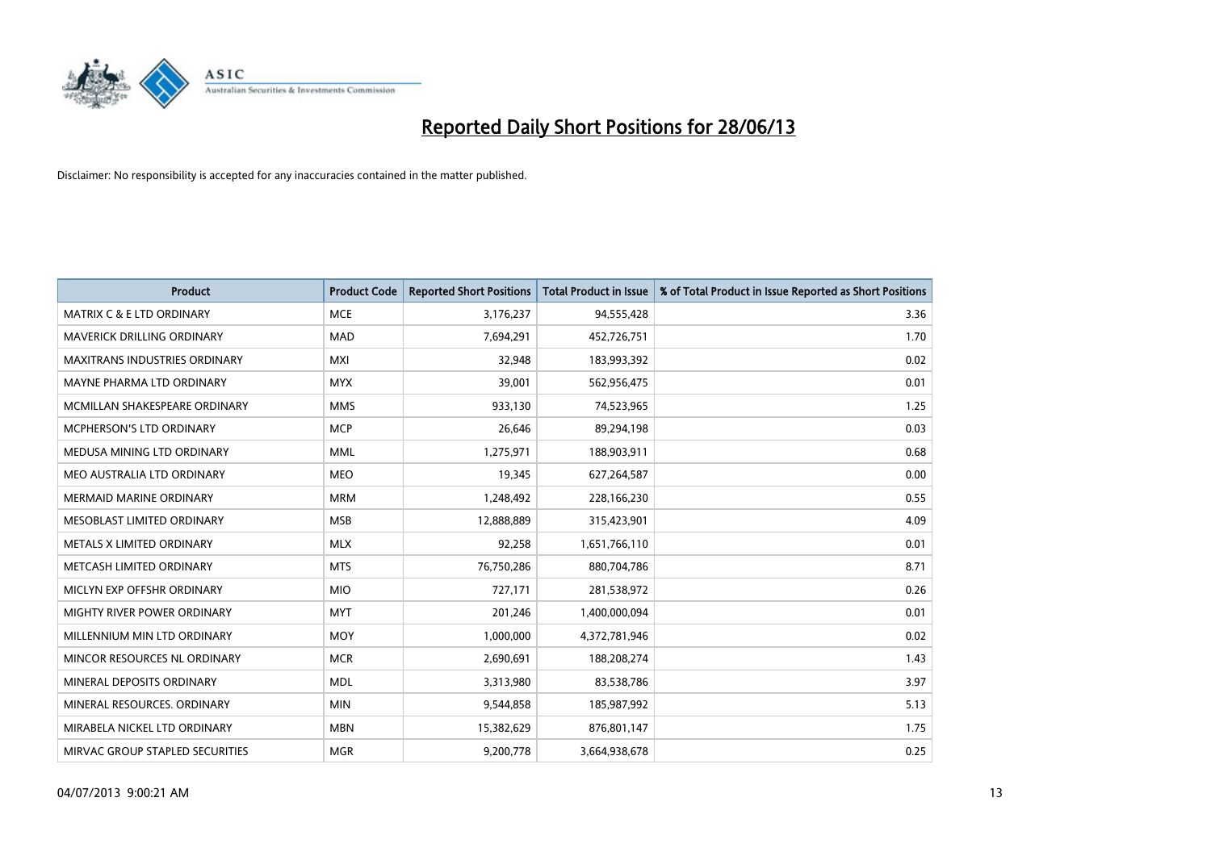# Reported Daily Short Positions for 28/06/13

Disclaimer: No responsibility is accepted for any inaccuracies contained in the matter published.

| Product | Product Code | Reported Short Positions | Total Product in Issue | % of Total Product in Issue Reported as Short Positions |
|---|---|---|---|---|
| MATRIX C & E LTD ORDINARY | MCE | 3,176,237 | 94,555,428 | 3.36 |
| MAVERICK DRILLING ORDINARY | MAD | 7,694,291 | 452,726,751 | 1.70 |
| MAXITRANS INDUSTRIES ORDINARY | MXI | 32,948 | 183,993,392 | 0.02 |
| MAYNE PHARMA LTD ORDINARY | MYX | 39,001 | 562,956,475 | 0.01 |
| MCMILLAN SHAKESPEARE ORDINARY | MMS | 933,130 | 74,523,965 | 1.25 |
| MCPHERSON'S LTD ORDINARY | MCP | 26,646 | 89,294,198 | 0.03 |
| MEDUSA MINING LTD ORDINARY | MML | 1,275,971 | 188,903,911 | 0.68 |
| MEO AUSTRALIA LTD ORDINARY | MEO | 19,345 | 627,264,587 | 0.00 |
| MERMAID MARINE ORDINARY | MRM | 1,248,492 | 228,166,230 | 0.55 |
| MESOBLAST LIMITED ORDINARY | MSB | 12,888,889 | 315,423,901 | 4.09 |
| METALS X LIMITED ORDINARY | MLX | 92,258 | 1,651,766,110 | 0.01 |
| METCASH LIMITED ORDINARY | MTS | 76,750,286 | 880,704,786 | 8.71 |
| MICLYN EXP OFFSHR ORDINARY | MIO | 727,171 | 281,538,972 | 0.26 |
| MIGHTY RIVER POWER ORDINARY | MYT | 201,246 | 1,400,000,094 | 0.01 |
| MILLENNIUM MIN LTD ORDINARY | MOY | 1,000,000 | 4,372,781,946 | 0.02 |
| MINCOR RESOURCES NL ORDINARY | MCR | 2,690,691 | 188,208,274 | 1.43 |
| MINERAL DEPOSITS ORDINARY | MDL | 3,313,980 | 83,538,786 | 3.97 |
| MINERAL RESOURCES. ORDINARY | MIN | 9,544,858 | 185,987,992 | 5.13 |
| MIRABELA NICKEL LTD ORDINARY | MBN | 15,382,629 | 876,801,147 | 1.75 |
| MIRVAC GROUP STAPLED SECURITIES | MGR | 9,200,778 | 3,664,938,678 | 0.25 |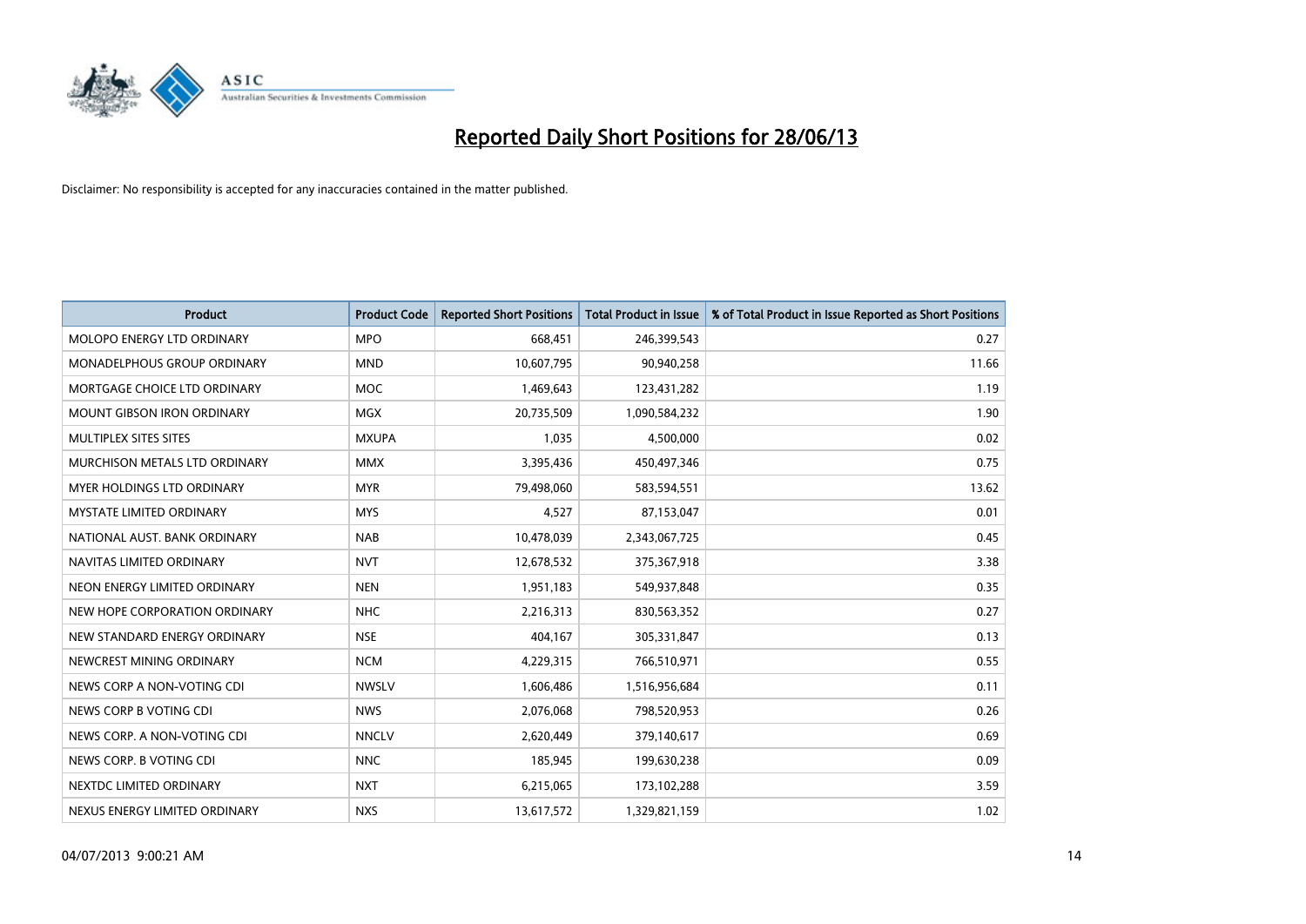# Reported Daily Short Positions for 28/06/13

Disclaimer: No responsibility is accepted for any inaccuracies contained in the matter published.

| Product | Product Code | Reported Short Positions | Total Product in Issue | % of Total Product in Issue Reported as Short Positions |
|---|---|---|---|---|
| MOLOPO ENERGY LTD ORDINARY | MPO | 668,451 | 246,399,543 | 0.27 |
| MONADELPHOUS GROUP ORDINARY | MND | 10,607,795 | 90,940,258 | 11.66 |
| MORTGAGE CHOICE LTD ORDINARY | MOC | 1,469,643 | 123,431,282 | 1.19 |
| MOUNT GIBSON IRON ORDINARY | MGX | 20,735,509 | 1,090,584,232 | 1.90 |
| MULTIPLEX SITES SITES | MXUPA | 1,035 | 4,500,000 | 0.02 |
| MURCHISON METALS LTD ORDINARY | MMX | 3,395,436 | 450,497,346 | 0.75 |
| MYER HOLDINGS LTD ORDINARY | MYR | 79,498,060 | 583,594,551 | 13.62 |
| MYSTATE LIMITED ORDINARY | MYS | 4,527 | 87,153,047 | 0.01 |
| NATIONAL AUST. BANK ORDINARY | NAB | 10,478,039 | 2,343,067,725 | 0.45 |
| NAVITAS LIMITED ORDINARY | NVT | 12,678,532 | 375,367,918 | 3.38 |
| NEON ENERGY LIMITED ORDINARY | NEN | 1,951,183 | 549,937,848 | 0.35 |
| NEW HOPE CORPORATION ORDINARY | NHC | 2,216,313 | 830,563,352 | 0.27 |
| NEW STANDARD ENERGY ORDINARY | NSE | 404,167 | 305,331,847 | 0.13 |
| NEWCREST MINING ORDINARY | NCM | 4,229,315 | 766,510,971 | 0.55 |
| NEWS CORP A NON-VOTING CDI | NWSLV | 1,606,486 | 1,516,956,684 | 0.11 |
| NEWS CORP B VOTING CDI | NWS | 2,076,068 | 798,520,953 | 0.26 |
| NEWS CORP. A NON-VOTING CDI | NNCLV | 2,620,449 | 379,140,617 | 0.69 |
| NEWS CORP. B VOTING CDI | NNC | 185,945 | 199,630,238 | 0.09 |
| NEXTDC LIMITED ORDINARY | NXT | 6,215,065 | 173,102,288 | 3.59 |
| NEXUS ENERGY LIMITED ORDINARY | NXS | 13,617,572 | 1,329,821,159 | 1.02 |

04/07/2013 9:00:21 AM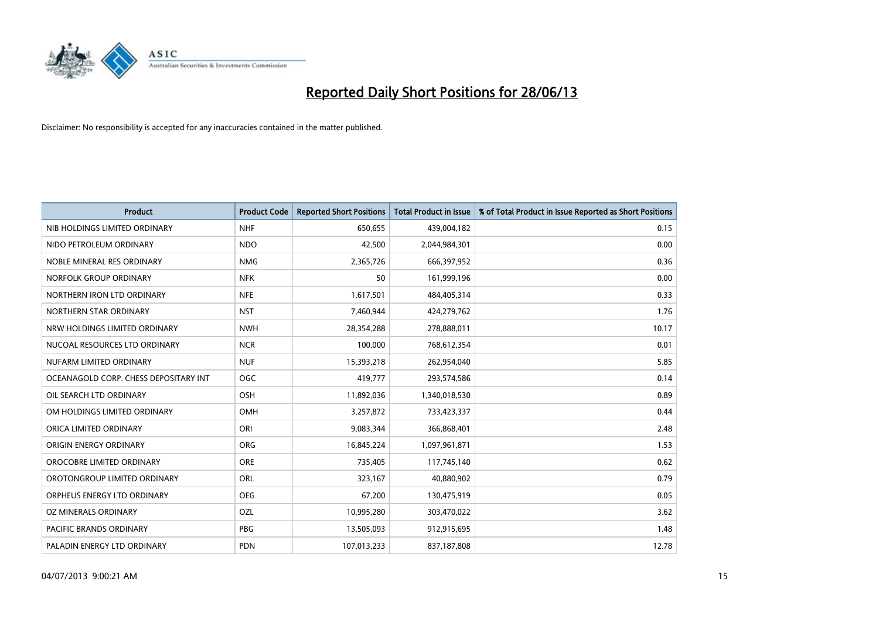# Reported Daily Short Positions for 28/06/13

Disclaimer: No responsibility is accepted for any inaccuracies contained in the matter published.

| Product | Product Code | Reported Short Positions | Total Product in Issue | % of Total Product in Issue Reported as Short Positions |
|---|---|---|---|---|
| NIB HOLDINGS LIMITED ORDINARY | NHF | 650,655 | 439,004,182 | 0.15 |
| NIDO PETROLEUM ORDINARY | NDO | 42,500 | 2,044,984,301 | 0.00 |
| NOBLE MINERAL RES ORDINARY | NMG | 2,365,726 | 666,397,952 | 0.36 |
| NORFOLK GROUP ORDINARY | NFK | 50 | 161,999,196 | 0.00 |
| NORTHERN IRON LTD ORDINARY | NFE | 1,617,501 | 484,405,314 | 0.33 |
| NORTHERN STAR ORDINARY | NST | 7,460,944 | 424,279,762 | 1.76 |
| NRW HOLDINGS LIMITED ORDINARY | NWH | 28,354,288 | 278,888,011 | 10.17 |
| NUCOAL RESOURCES LTD ORDINARY | NCR | 100,000 | 768,612,354 | 0.01 |
| NUFARM LIMITED ORDINARY | NUF | 15,393,218 | 262,954,040 | 5.85 |
| OCEANAGOLD CORP. CHESS DEPOSITARY INT | OGC | 419,777 | 293,574,586 | 0.14 |
| OIL SEARCH LTD ORDINARY | OSH | 11,892,036 | 1,340,018,530 | 0.89 |
| OM HOLDINGS LIMITED ORDINARY | OMH | 3,257,872 | 733,423,337 | 0.44 |
| ORICA LIMITED ORDINARY | ORI | 9,083,344 | 366,868,401 | 2.48 |
| ORIGIN ENERGY ORDINARY | ORG | 16,845,224 | 1,097,961,871 | 1.53 |
| OROCOBRE LIMITED ORDINARY | ORE | 735,405 | 117,745,140 | 0.62 |
| OROTONGROUP LIMITED ORDINARY | ORL | 323,167 | 40,880,902 | 0.79 |
| ORPHEUS ENERGY LTD ORDINARY | OEG | 67,200 | 130,475,919 | 0.05 |
| OZ MINERALS ORDINARY | OZL | 10,995,280 | 303,470,022 | 3.62 |
| PACIFIC BRANDS ORDINARY | PBG | 13,505,093 | 912,915,695 | 1.48 |
| PALADIN ENERGY LTD ORDINARY | PDN | 107,013,233 | 837,187,808 | 12.78 |

04/07/2013 9:00:21 AM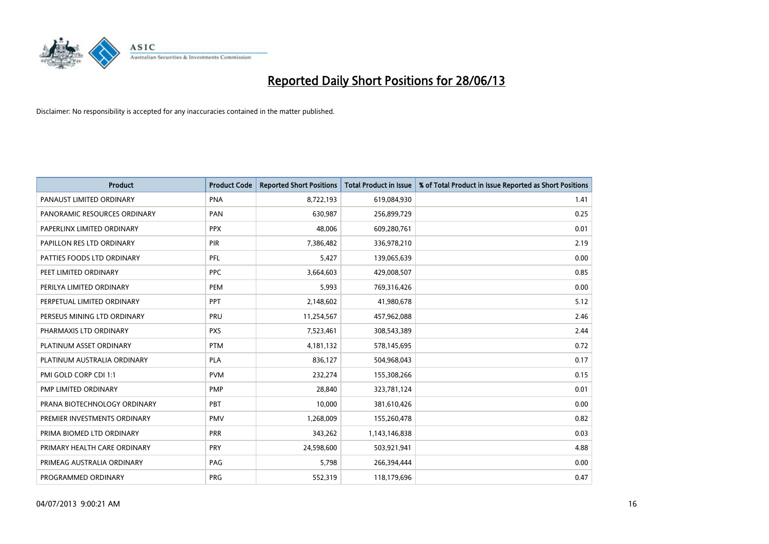# Reported Daily Short Positions for 28/06/13

Disclaimer: No responsibility is accepted for any inaccuracies contained in the matter published.

| Product | Product Code | Reported Short Positions | Total Product in Issue | % of Total Product in Issue Reported as Short Positions |
|---|---|---|---|---|
| PANAUST LIMITED ORDINARY | PNA | 8,722,193 | 619,084,930 | 1.41 |
| PANORAMIC RESOURCES ORDINARY | PAN | 630,987 | 256,899,729 | 0.25 |
| PAPERLINX LIMITED ORDINARY | PPX | 48,006 | 609,280,761 | 0.01 |
| PAPILLON RES LTD ORDINARY | PIR | 7,386,482 | 336,978,210 | 2.19 |
| PATTIES FOODS LTD ORDINARY | PFL | 5,427 | 139,065,639 | 0.00 |
| PEET LIMITED ORDINARY | PPC | 3,664,603 | 429,008,507 | 0.85 |
| PERILYA LIMITED ORDINARY | PEM | 5,993 | 769,316,426 | 0.00 |
| PERPETUAL LIMITED ORDINARY | PPT | 2,148,602 | 41,980,678 | 5.12 |
| PERSEUS MINING LTD ORDINARY | PRU | 11,254,567 | 457,962,088 | 2.46 |
| PHARMAXIS LTD ORDINARY | PXS | 7,523,461 | 308,543,389 | 2.44 |
| PLATINUM ASSET ORDINARY | PTM | 4,181,132 | 578,145,695 | 0.72 |
| PLATINUM AUSTRALIA ORDINARY | PLA | 836,127 | 504,968,043 | 0.17 |
| PMI GOLD CORP CDI 1:1 | PVM | 232,274 | 155,308,266 | 0.15 |
| PMP LIMITED ORDINARY | PMP | 28,840 | 323,781,124 | 0.01 |
| PRANA BIOTECHNOLOGY ORDINARY | PBT | 10,000 | 381,610,426 | 0.00 |
| PREMIER INVESTMENTS ORDINARY | PMV | 1,268,009 | 155,260,478 | 0.82 |
| PRIMA BIOMED LTD ORDINARY | PRR | 343,262 | 1,143,146,838 | 0.03 |
| PRIMARY HEALTH CARE ORDINARY | PRY | 24,598,600 | 503,921,941 | 4.88 |
| PRIMEAG AUSTRALIA ORDINARY | PAG | 5,798 | 266,394,444 | 0.00 |
| PROGRAMMED ORDINARY | PRG | 552,319 | 118,179,696 | 0.47 |

04/07/2013 9:00:21 AM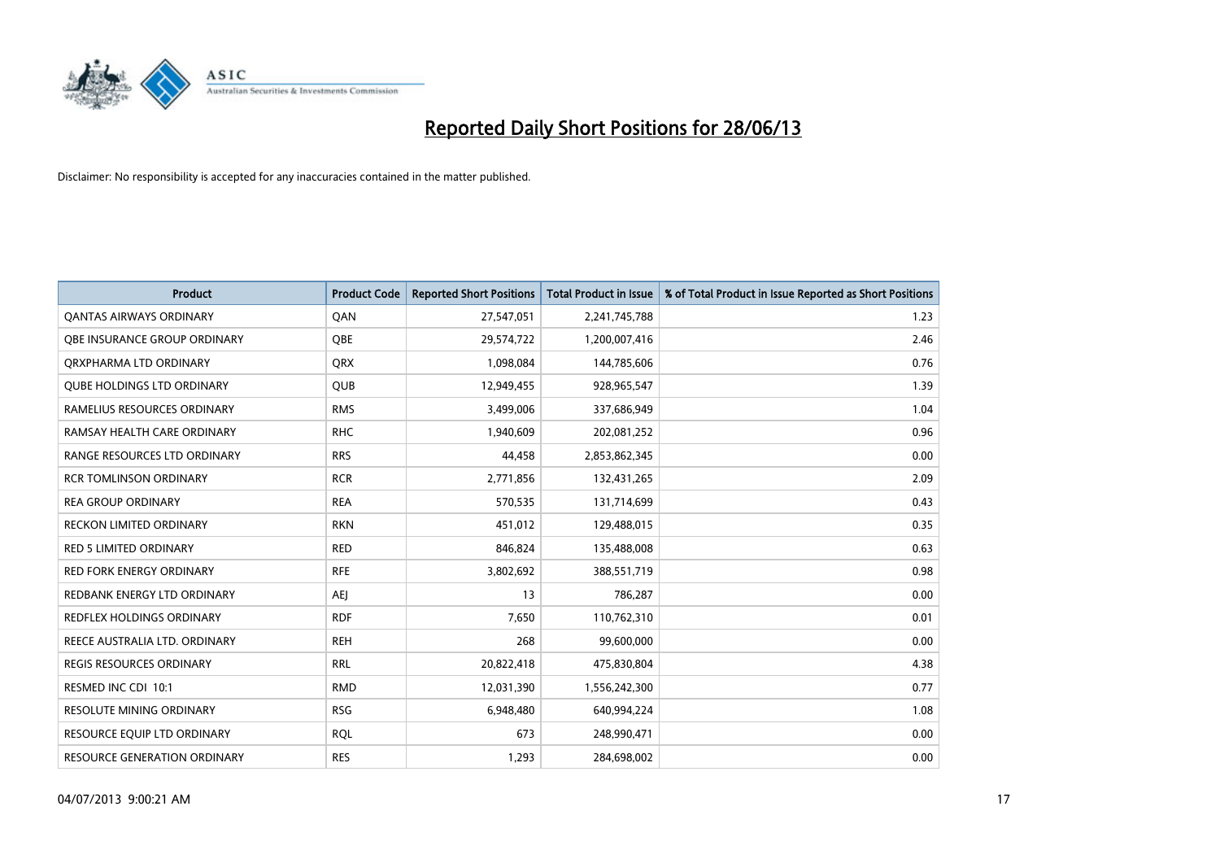# Reported Daily Short Positions for 28/06/13

Disclaimer: No responsibility is accepted for any inaccuracies contained in the matter published.

| Product | Product Code | Reported Short Positions | Total Product in Issue | % of Total Product in Issue Reported as Short Positions |
|---|---|---|---|---|
| QANTAS AIRWAYS ORDINARY | QAN | 27,547,051 | 2,241,745,788 | 1.23 |
| QBE INSURANCE GROUP ORDINARY | QBE | 29,574,722 | 1,200,007,416 | 2.46 |
| QRXPHARMA LTD ORDINARY | QRX | 1,098,084 | 144,785,606 | 0.76 |
| QUBE HOLDINGS LTD ORDINARY | QUB | 12,949,455 | 928,965,547 | 1.39 |
| RAMELIUS RESOURCES ORDINARY | RMS | 3,499,006 | 337,686,949 | 1.04 |
| RAMSAY HEALTH CARE ORDINARY | RHC | 1,940,609 | 202,081,252 | 0.96 |
| RANGE RESOURCES LTD ORDINARY | RRS | 44,458 | 2,853,862,345 | 0.00 |
| RCR TOMLINSON ORDINARY | RCR | 2,771,856 | 132,431,265 | 2.09 |
| REA GROUP ORDINARY | REA | 570,535 | 131,714,699 | 0.43 |
| RECKON LIMITED ORDINARY | RKN | 451,012 | 129,488,015 | 0.35 |
| RED 5 LIMITED ORDINARY | RED | 846,824 | 135,488,008 | 0.63 |
| RED FORK ENERGY ORDINARY | RFE | 3,802,692 | 388,551,719 | 0.98 |
| REDBANK ENERGY LTD ORDINARY | AEJ | 13 | 786,287 | 0.00 |
| REDFLEX HOLDINGS ORDINARY | RDF | 7,650 | 110,762,310 | 0.01 |
| REECE AUSTRALIA LTD. ORDINARY | REH | 268 | 99,600,000 | 0.00 |
| REGIS RESOURCES ORDINARY | RRL | 20,822,418 | 475,830,804 | 4.38 |
| RESMED INC CDI 10:1 | RMD | 12,031,390 | 1,556,242,300 | 0.77 |
| RESOLUTE MINING ORDINARY | RSG | 6,948,480 | 640,994,224 | 1.08 |
| RESOURCE EQUIP LTD ORDINARY | RQL | 673 | 248,990,471 | 0.00 |
| RESOURCE GENERATION ORDINARY | RES | 1,293 | 284,698,002 | 0.00 |

04/07/2013 9:00:21 AM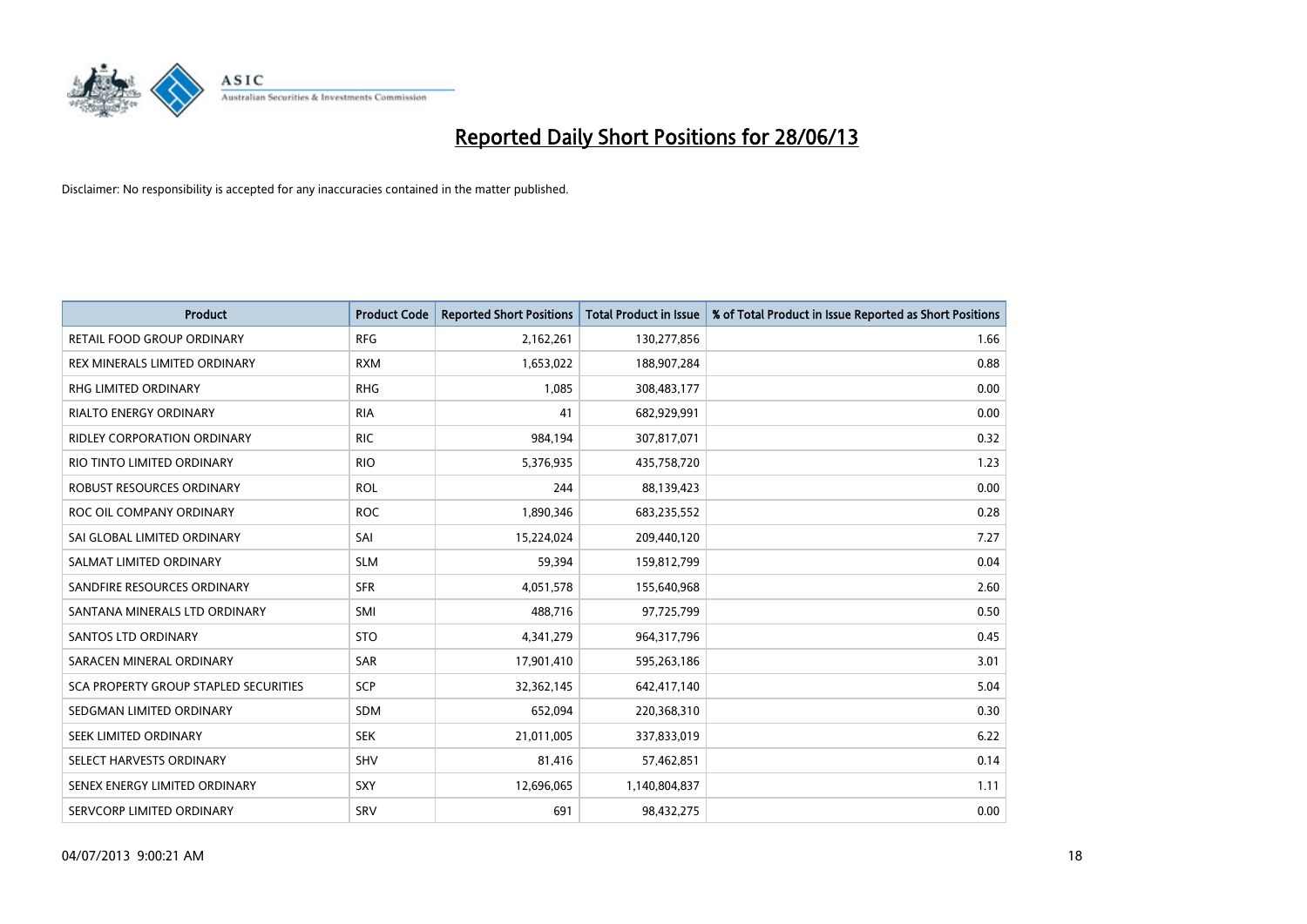# Reported Daily Short Positions for 28/06/13

Disclaimer: No responsibility is accepted for any inaccuracies contained in the matter published.

| Product | Product Code | Reported Short Positions | Total Product in Issue | % of Total Product in Issue Reported as Short Positions |
|---|---|---|---|---|
| RETAIL FOOD GROUP ORDINARY | RFG | 2,162,261 | 130,277,856 | 1.66 |
| REX MINERALS LIMITED ORDINARY | RXM | 1,653,022 | 188,907,284 | 0.88 |
| RHG LIMITED ORDINARY | RHG | 1,085 | 308,483,177 | 0.00 |
| RIALTO ENERGY ORDINARY | RIA | 41 | 682,929,991 | 0.00 |
| RIDLEY CORPORATION ORDINARY | RIC | 984,194 | 307,817,071 | 0.32 |
| RIO TINTO LIMITED ORDINARY | RIO | 5,376,935 | 435,758,720 | 1.23 |
| ROBUST RESOURCES ORDINARY | ROL | 244 | 88,139,423 | 0.00 |
| ROC OIL COMPANY ORDINARY | ROC | 1,890,346 | 683,235,552 | 0.28 |
| SAI GLOBAL LIMITED ORDINARY | SAI | 15,224,024 | 209,440,120 | 7.27 |
| SALMAT LIMITED ORDINARY | SLM | 59,394 | 159,812,799 | 0.04 |
| SANDFIRE RESOURCES ORDINARY | SFR | 4,051,578 | 155,640,968 | 2.60 |
| SANTANA MINERALS LTD ORDINARY | SMI | 488,716 | 97,725,799 | 0.50 |
| SANTOS LTD ORDINARY | STO | 4,341,279 | 964,317,796 | 0.45 |
| SARACEN MINERAL ORDINARY | SAR | 17,901,410 | 595,263,186 | 3.01 |
| SCA PROPERTY GROUP STAPLED SECURITIES | SCP | 32,362,145 | 642,417,140 | 5.04 |
| SEDGMAN LIMITED ORDINARY | SDM | 652,094 | 220,368,310 | 0.30 |
| SEEK LIMITED ORDINARY | SEK | 21,011,005 | 337,833,019 | 6.22 |
| SELECT HARVESTS ORDINARY | SHV | 81,416 | 57,462,851 | 0.14 |
| SENEX ENERGY LIMITED ORDINARY | SXY | 12,696,065 | 1,140,804,837 | 1.11 |
| SERVCORP LIMITED ORDINARY | SRV | 691 | 98,432,275 | 0.00 |

04/07/2013 9:00:21 AM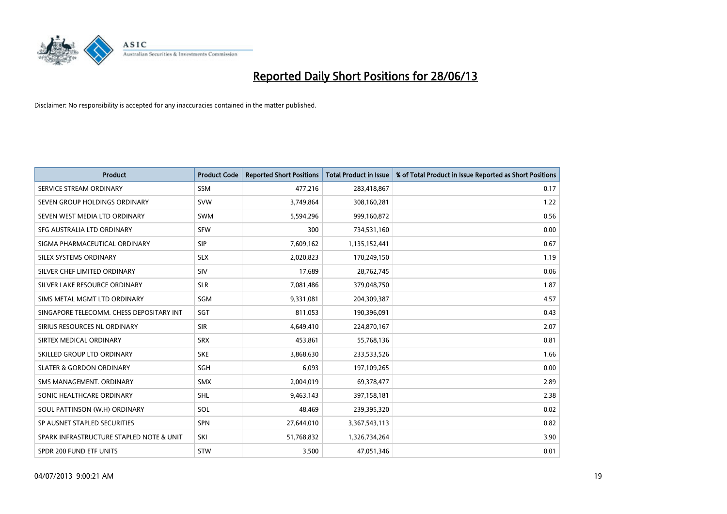# Reported Daily Short Positions for 28/06/13

Disclaimer: No responsibility is accepted for any inaccuracies contained in the matter published.

| Product | Product Code | Reported Short Positions | Total Product in Issue | % of Total Product in Issue Reported as Short Positions |
|---|---|---|---|---|
| SERVICE STREAM ORDINARY | SSM | 477,216 | 283,418,867 | 0.17 |
| SEVEN GROUP HOLDINGS ORDINARY | SVW | 3,749,864 | 308,160,281 | 1.22 |
| SEVEN WEST MEDIA LTD ORDINARY | SWM | 5,594,296 | 999,160,872 | 0.56 |
| SFG AUSTRALIA LTD ORDINARY | SFW | 300 | 734,531,160 | 0.00 |
| SIGMA PHARMACEUTICAL ORDINARY | SIP | 7,609,162 | 1,135,152,441 | 0.67 |
| SILEX SYSTEMS ORDINARY | SLX | 2,020,823 | 170,249,150 | 1.19 |
| SILVER CHEF LIMITED ORDINARY | SIV | 17,689 | 28,762,745 | 0.06 |
| SILVER LAKE RESOURCE ORDINARY | SLR | 7,081,486 | 379,048,750 | 1.87 |
| SIMS METAL MGMT LTD ORDINARY | SGM | 9,331,081 | 204,309,387 | 4.57 |
| SINGAPORE TELECOMM. CHESS DEPOSITARY INT | SGT | 811,053 | 190,396,091 | 0.43 |
| SIRIUS RESOURCES NL ORDINARY | SIR | 4,649,410 | 224,870,167 | 2.07 |
| SIRTEX MEDICAL ORDINARY | SRX | 453,861 | 55,768,136 | 0.81 |
| SKILLED GROUP LTD ORDINARY | SKE | 3,868,630 | 233,533,526 | 1.66 |
| SLATER & GORDON ORDINARY | SGH | 6,093 | 197,109,265 | 0.00 |
| SMS MANAGEMENT. ORDINARY | SMX | 2,004,019 | 69,378,477 | 2.89 |
| SONIC HEALTHCARE ORDINARY | SHL | 9,463,143 | 397,158,181 | 2.38 |
| SOUL PATTINSON (W.H) ORDINARY | SOL | 48,469 | 239,395,320 | 0.02 |
| SP AUSNET STAPLED SECURITIES | SPN | 27,644,010 | 3,367,543,113 | 0.82 |
| SPARK INFRASTRUCTURE STAPLED NOTE & UNIT | SKI | 51,768,832 | 1,326,734,264 | 3.90 |
| SPDR 200 FUND ETF UNITS | STW | 3,500 | 47,051,346 | 0.01 |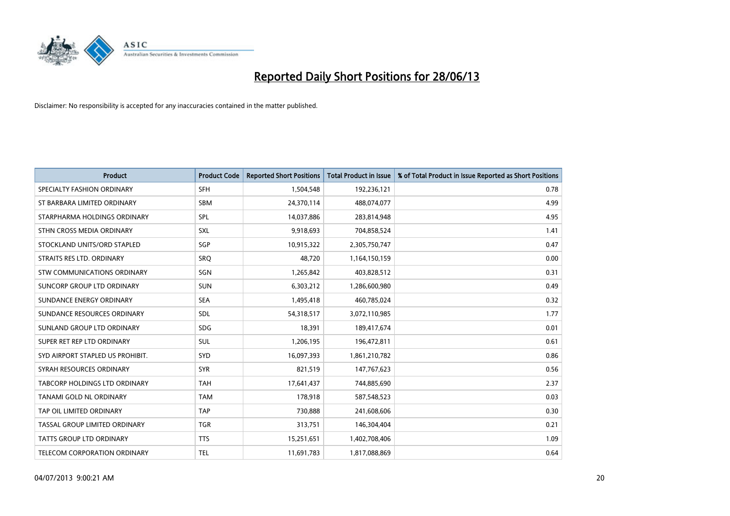# Reported Daily Short Positions for 28/06/13

Disclaimer: No responsibility is accepted for any inaccuracies contained in the matter published.

| Product | Product Code | Reported Short Positions | Total Product in Issue | % of Total Product in Issue Reported as Short Positions |
|---|---|---|---|---|
| SPECIALTY FASHION ORDINARY | SFH | 1,504,548 | 192,236,121 | 0.78 |
| ST BARBARA LIMITED ORDINARY | SBM | 24,370,114 | 488,074,077 | 4.99 |
| STARPHARMA HOLDINGS ORDINARY | SPL | 14,037,886 | 283,814,948 | 4.95 |
| STHN CROSS MEDIA ORDINARY | SXL | 9,918,693 | 704,858,524 | 1.41 |
| STOCKLAND UNITS/ORD STAPLED | SGP | 10,915,322 | 2,305,750,747 | 0.47 |
| STRAITS RES LTD. ORDINARY | SRQ | 48,720 | 1,164,150,159 | 0.00 |
| STW COMMUNICATIONS ORDINARY | SGN | 1,265,842 | 403,828,512 | 0.31 |
| SUNCORP GROUP LTD ORDINARY | SUN | 6,303,212 | 1,286,600,980 | 0.49 |
| SUNDANCE ENERGY ORDINARY | SEA | 1,495,418 | 460,785,024 | 0.32 |
| SUNDANCE RESOURCES ORDINARY | SDL | 54,318,517 | 3,072,110,985 | 1.77 |
| SUNLAND GROUP LTD ORDINARY | SDG | 18,391 | 189,417,674 | 0.01 |
| SUPER RET REP LTD ORDINARY | SUL | 1,206,195 | 196,472,811 | 0.61 |
| SYD AIRPORT STAPLED US PROHIBIT. | SYD | 16,097,393 | 1,861,210,782 | 0.86 |
| SYRAH RESOURCES ORDINARY | SYR | 821,519 | 147,767,623 | 0.56 |
| TABCORP HOLDINGS LTD ORDINARY | TAH | 17,641,437 | 744,885,690 | 2.37 |
| TANAMI GOLD NL ORDINARY | TAM | 178,918 | 587,548,523 | 0.03 |
| TAP OIL LIMITED ORDINARY | TAP | 730,888 | 241,608,606 | 0.30 |
| TASSAL GROUP LIMITED ORDINARY | TGR | 313,751 | 146,304,404 | 0.21 |
| TATTS GROUP LTD ORDINARY | TTS | 15,251,651 | 1,402,708,406 | 1.09 |
| TELECOM CORPORATION ORDINARY | TEL | 11,691,783 | 1,817,088,869 | 0.64 |

04/07/2013 9:00:21 AM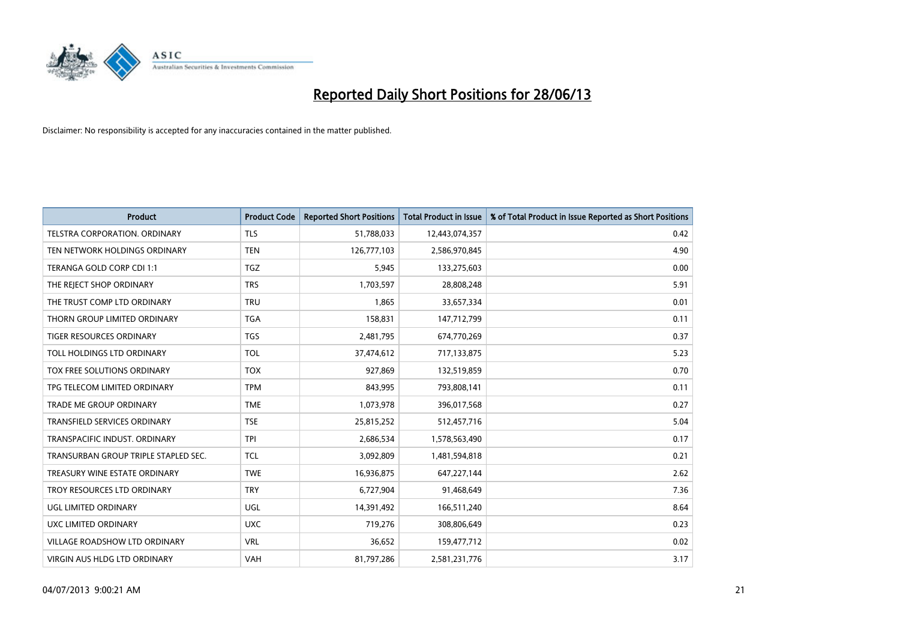# Reported Daily Short Positions for 28/06/13

Disclaimer: No responsibility is accepted for any inaccuracies contained in the matter published.

| Product | Product Code | Reported Short Positions | Total Product in Issue | % of Total Product in Issue Reported as Short Positions |
|---|---|---|---|---|
| TELSTRA CORPORATION. ORDINARY | TLS | 51,788,033 | 12,443,074,357 | 0.42 |
| TEN NETWORK HOLDINGS ORDINARY | TEN | 126,777,103 | 2,586,970,845 | 4.90 |
| TERANGA GOLD CORP CDI 1:1 | TGZ | 5,945 | 133,275,603 | 0.00 |
| THE REJECT SHOP ORDINARY | TRS | 1,703,597 | 28,808,248 | 5.91 |
| THE TRUST COMP LTD ORDINARY | TRU | 1,865 | 33,657,334 | 0.01 |
| THORN GROUP LIMITED ORDINARY | TGA | 158,831 | 147,712,799 | 0.11 |
| TIGER RESOURCES ORDINARY | TGS | 2,481,795 | 674,770,269 | 0.37 |
| TOLL HOLDINGS LTD ORDINARY | TOL | 37,474,612 | 717,133,875 | 5.23 |
| TOX FREE SOLUTIONS ORDINARY | TOX | 927,869 | 132,519,859 | 0.70 |
| TPG TELECOM LIMITED ORDINARY | TPM | 843,995 | 793,808,141 | 0.11 |
| TRADE ME GROUP ORDINARY | TME | 1,073,978 | 396,017,568 | 0.27 |
| TRANSFIELD SERVICES ORDINARY | TSE | 25,815,252 | 512,457,716 | 5.04 |
| TRANSPACIFIC INDUST. ORDINARY | TPI | 2,686,534 | 1,578,563,490 | 0.17 |
| TRANSURBAN GROUP TRIPLE STAPLED SEC. | TCL | 3,092,809 | 1,481,594,818 | 0.21 |
| TREASURY WINE ESTATE ORDINARY | TWE | 16,936,875 | 647,227,144 | 2.62 |
| TROY RESOURCES LTD ORDINARY | TRY | 6,727,904 | 91,468,649 | 7.36 |
| UGL LIMITED ORDINARY | UGL | 14,391,492 | 166,511,240 | 8.64 |
| UXC LIMITED ORDINARY | UXC | 719,276 | 308,806,649 | 0.23 |
| VILLAGE ROADSHOW LTD ORDINARY | VRL | 36,652 | 159,477,712 | 0.02 |
| VIRGIN AUS HLDG LTD ORDINARY | VAH | 81,797,286 | 2,581,231,776 | 3.17 |

04/07/2013 9:00:21 AM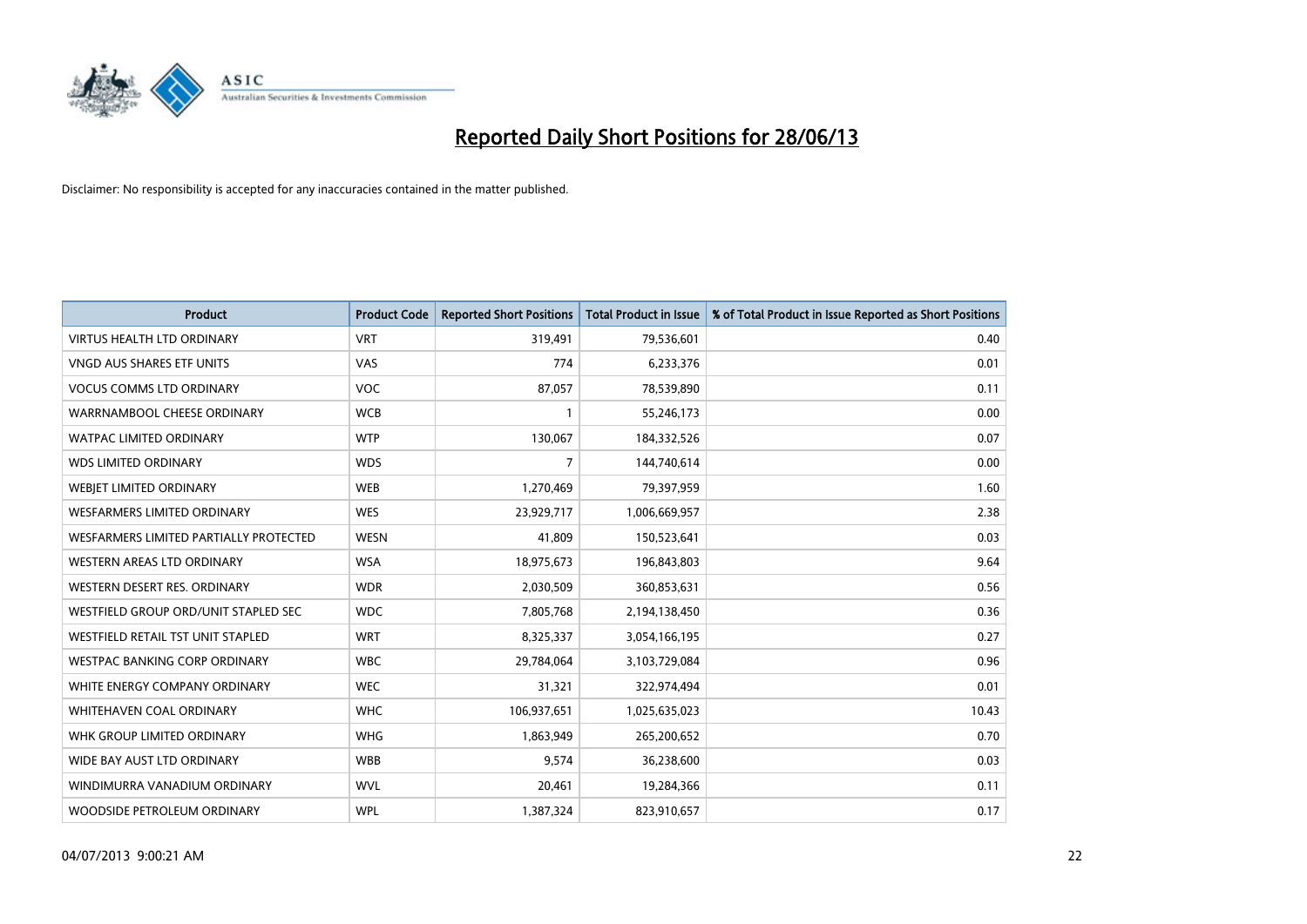# Reported Daily Short Positions for 28/06/13

Disclaimer: No responsibility is accepted for any inaccuracies contained in the matter published.

| Product | Product Code | Reported Short Positions | Total Product in Issue | % of Total Product in Issue Reported as Short Positions |
|---|---|---|---|---|
| VIRTUS HEALTH LTD ORDINARY | VRT | 319,491 | 79,536,601 | 0.40 |
| VNGD AUS SHARES ETF UNITS | VAS | 774 | 6,233,376 | 0.01 |
| VOCUS COMMS LTD ORDINARY | VOC | 87,057 | 78,539,890 | 0.11 |
| WARRNAMBOOL CHEESE ORDINARY | WCB | 1 | 55,246,173 | 0.00 |
| WATPAC LIMITED ORDINARY | WTP | 130,067 | 184,332,526 | 0.07 |
| WDS LIMITED ORDINARY | WDS | 7 | 144,740,614 | 0.00 |
| WEBJET LIMITED ORDINARY | WEB | 1,270,469 | 79,397,959 | 1.60 |
| WESFARMERS LIMITED ORDINARY | WES | 23,929,717 | 1,006,669,957 | 2.38 |
| WESFARMERS LIMITED PARTIALLY PROTECTED | WESN | 41,809 | 150,523,641 | 0.03 |
| WESTERN AREAS LTD ORDINARY | WSA | 18,975,673 | 196,843,803 | 9.64 |
| WESTERN DESERT RES. ORDINARY | WDR | 2,030,509 | 360,853,631 | 0.56 |
| WESTFIELD GROUP ORD/UNIT STAPLED SEC | WDC | 7,805,768 | 2,194,138,450 | 0.36 |
| WESTFIELD RETAIL TST UNIT STAPLED | WRT | 8,325,337 | 3,054,166,195 | 0.27 |
| WESTPAC BANKING CORP ORDINARY | WBC | 29,784,064 | 3,103,729,084 | 0.96 |
| WHITE ENERGY COMPANY ORDINARY | WEC | 31,321 | 322,974,494 | 0.01 |
| WHITEHAVEN COAL ORDINARY | WHC | 106,937,651 | 1,025,635,023 | 10.43 |
| WHK GROUP LIMITED ORDINARY | WHG | 1,863,949 | 265,200,652 | 0.70 |
| WIDE BAY AUST LTD ORDINARY | WBB | 9,574 | 36,238,600 | 0.03 |
| WINDIMURRA VANADIUM ORDINARY | WVL | 20,461 | 19,284,366 | 0.11 |
| WOODSIDE PETROLEUM ORDINARY | WPL | 1,387,324 | 823,910,657 | 0.17 |

04/07/2013 9:00:21 AM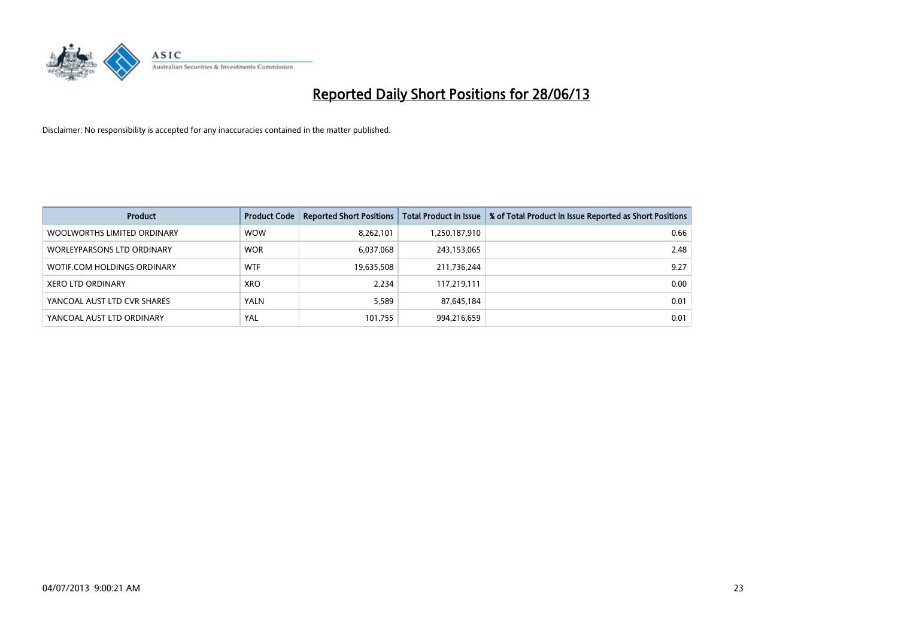# Reported Daily Short Positions for 28/06/13

Disclaimer: No responsibility is accepted for any inaccuracies contained in the matter published.

| Product | Product Code | Reported Short Positions | Total Product in Issue | % of Total Product in Issue Reported as Short Positions |
|---|---|---|---|---|
| WOOLWORTHS LIMITED ORDINARY | WOW | 8,262,101 | 1,250,187,910 | 0.66 |
| WORLEYPARSONS LTD ORDINARY | WOR | 6,037,068 | 243,153,065 | 2.48 |
| WOTIF.COM HOLDINGS ORDINARY | WTF | 19,635,508 | 211,736,244 | 9.27 |
| XERO LTD ORDINARY | XRO | 2,234 | 117,219,111 | 0.00 |
| YANCOAL AUST LTD CVR SHARES | YALN | 5,589 | 87,645,184 | 0.01 |
| YANCOAL AUST LTD ORDINARY | YAL | 101,755 | 994,216,659 | 0.01 |

04/07/2013 9:00:21 AM